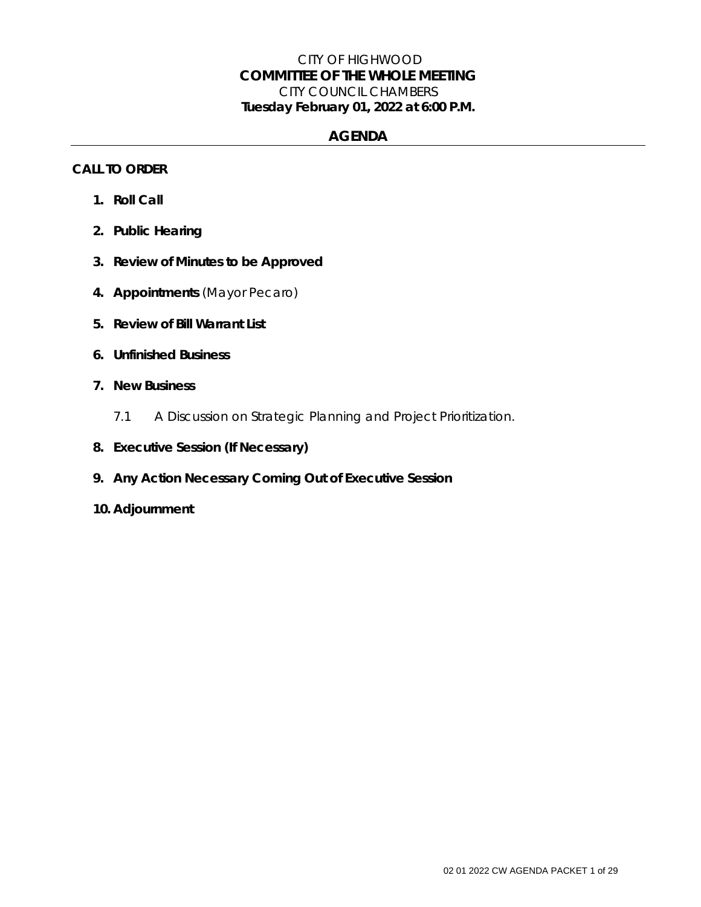CITY OF HIGHWOOD

# COMMITTEE OF THE WHOLE MEETING

CITY COUNCIL CHAMBERS

**Tuesday February 01, 2022 at 6:00 P.M.**

## AGENDA

**CALL TO ORDER**

1. **Roll Call**
2. **Public Hearing**
3. **Review of Minutes to be Approved**
4. **Appointments** (Mayor Pecaro)
5. **Review of Bill Warrant List**
6. **Unfinished Business**
7. **New Business**

   7.1 A Discussion on Strategic Planning and Project Prioritization.

8. **Executive Session (If Necessary)**
9. **Any Action Necessary Coming Out of Executive Session**
10. **Adjournment**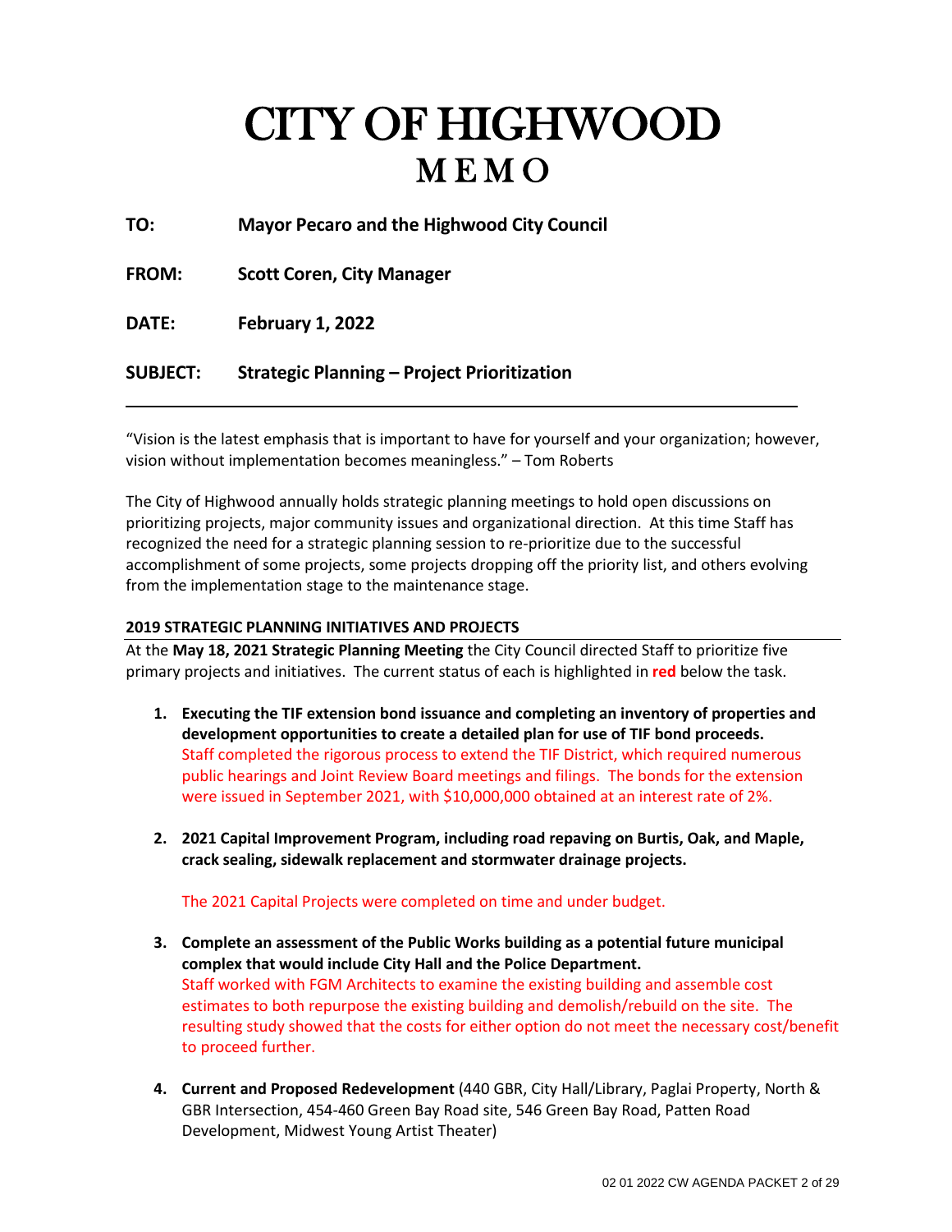# CITY OF HIGHWOOD
## MEMO

**TO:** Mayor Pecaro and the Highwood City Council

**FROM:** Scott Coren, City Manager

**DATE:** February 1, 2022

**SUBJECT:** Strategic Planning – Project Prioritization

---

"Vision is the latest emphasis that is important to have for yourself and your organization; however, vision without implementation becomes meaningless." – Tom Roberts

The City of Highwood annually holds strategic planning meetings to hold open discussions on prioritizing projects, major community issues and organizational direction. At this time Staff has recognized the need for a strategic planning session to re-prioritize due to the successful accomplishment of some projects, some projects dropping off the priority list, and others evolving from the implementation stage to the maintenance stage.

**2019 STRATEGIC PLANNING INITIATIVES AND PROJECTS**

At the **May 18, 2021 Strategic Planning Meeting** the City Council directed Staff to prioritize five primary projects and initiatives. The current status of each is highlighted in **red** below the task.

1. **Executing the TIF extension bond issuance and completing an inventory of properties and development opportunities to create a detailed plan for use of TIF bond proceeds.**
   Staff completed the rigorous process to extend the TIF District, which required numerous public hearings and Joint Review Board meetings and filings. The bonds for the extension were issued in September 2021, with $10,000,000 obtained at an interest rate of 2%.

2. **2021 Capital Improvement Program, including road repaving on Burtis, Oak, and Maple, crack sealing, sidewalk replacement and stormwater drainage projects.**

   The 2021 Capital Projects were completed on time and under budget.

3. **Complete an assessment of the Public Works building as a potential future municipal complex that would include City Hall and the Police Department.**
   Staff worked with FGM Architects to examine the existing building and assemble cost estimates to both repurpose the existing building and demolish/rebuild on the site. The resulting study showed that the costs for either option do not meet the necessary cost/benefit to proceed further.

4. **Current and Proposed Redevelopment** (440 GBR, City Hall/Library, Paglai Property, North & GBR Intersection, 454-460 Green Bay Road site, 546 Green Bay Road, Patten Road Development, Midwest Young Artist Theater)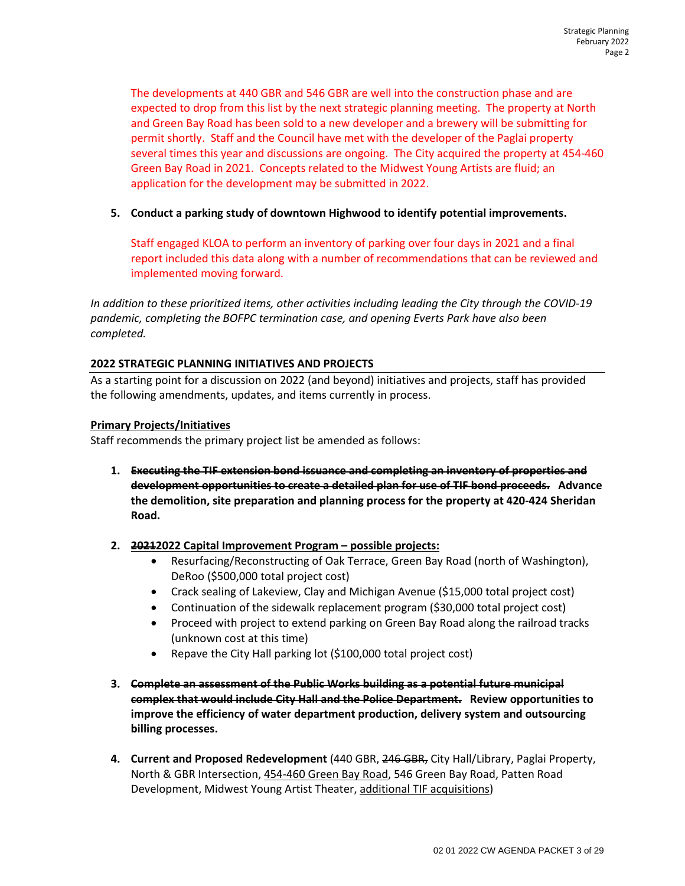The developments at 440 GBR and 546 GBR are well into the construction phase and are expected to drop from this list by the next strategic planning meeting. The property at North and Green Bay Road has been sold to a new developer and a brewery will be submitting for permit shortly. Staff and the Council have met with the developer of the Paglai property several times this year and discussions are ongoing. The City acquired the property at 454-460 Green Bay Road in 2021. Concepts related to the Midwest Young Artists are fluid; an application for the development may be submitted in 2022.

5. **Conduct a parking study of downtown Highwood to identify potential improvements.**

   Staff engaged KLOA to perform an inventory of parking over four days in 2021 and a final report included this data along with a number of recommendations that can be reviewed and implemented moving forward.

*In addition to these prioritized items, other activities including leading the City through the COVID-19 pandemic, completing the BOFPC termination case, and opening Everts Park have also been completed.*

## 2022 STRATEGIC PLANNING INITIATIVES AND PROJECTS

As a starting point for a discussion on 2022 (and beyond) initiatives and projects, staff has provided the following amendments, updates, and items currently in process.

### Primary Projects/Initiatives

Staff recommends the primary project list be amended as follows:

1. ~~**Executing the TIF extension bond issuance and completing an inventory of properties and development opportunities to create a detailed plan for use of TIF bond proceeds.**~~ **Advance the demolition, site preparation and planning process for the property at 420-424 Sheridan Road.**

2. **~~2021~~2022 Capital Improvement Program – possible projects:**
   - Resurfacing/Reconstructing of Oak Terrace, Green Bay Road (north of Washington), DeRoo ($500,000 total project cost)
   - Crack sealing of Lakeview, Clay and Michigan Avenue ($15,000 total project cost)
   - Continuation of the sidewalk replacement program ($30,000 total project cost)
   - Proceed with project to extend parking on Green Bay Road along the railroad tracks (unknown cost at this time)
   - Repave the City Hall parking lot ($100,000 total project cost)

3. ~~**Complete an assessment of the Public Works building as a potential future municipal complex that would include City Hall and the Police Department.**~~ **Review opportunities to improve the efficiency of water department production, delivery system and outsourcing billing processes.**

4. **Current and Proposed Redevelopment** (440 GBR, ~~246 GBR,~~ City Hall/Library, Paglai Property, North & GBR Intersection, 454-460 Green Bay Road, 546 Green Bay Road, Patten Road Development, Midwest Young Artist Theater, additional TIF acquisitions)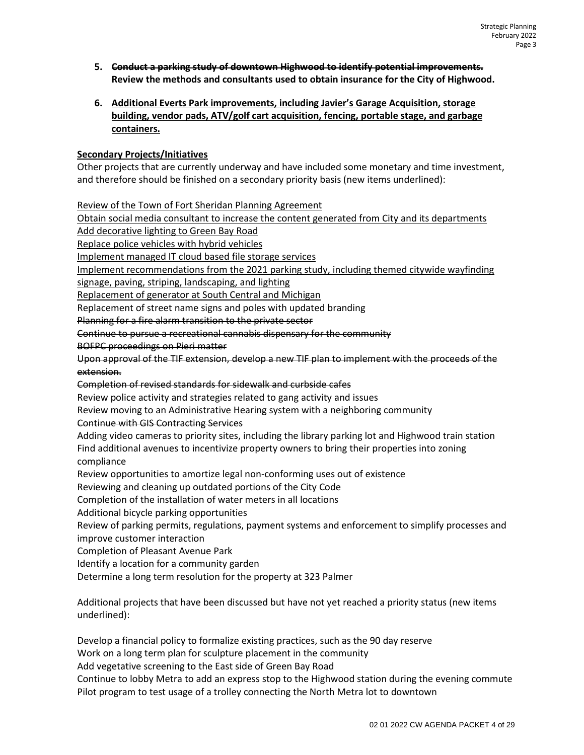5. ~~**Conduct a parking study of downtown Highwood to identify potential improvements.**~~ **Review the methods and consultants used to obtain insurance for the City of Highwood.**

6. <u>**Additional Everts Park improvements, including Javier's Garage Acquisition, storage building, vendor pads, ATV/golf cart acquisition, fencing, portable stage, and garbage containers.**</u>

**<u>Secondary Projects/Initiatives</u>**

Other projects that are currently underway and have included some monetary and time investment, and therefore should be finished on a secondary priority basis (new items underlined):

<u>Review of the Town of Fort Sheridan Planning Agreement</u>
<u>Obtain social media consultant to increase the content generated from City and its departments</u>
<u>Add decorative lighting to Green Bay Road</u>
<u>Replace police vehicles with hybrid vehicles</u>
<u>Implement managed IT cloud based file storage services</u>
<u>Implement recommendations from the 2021 parking study, including themed citywide wayfinding signage, paving, striping, landscaping, and lighting</u>
<u>Replacement of generator at South Central and Michigan</u>
Replacement of street name signs and poles with updated branding
~~Planning for a fire alarm transition to the private sector~~
~~Continue to pursue a recreational cannabis dispensary for the community~~
~~BOFPC proceedings on Pieri matter~~
~~Upon approval of the TIF extension, develop a new TIF plan to implement with the proceeds of the extension.~~
~~Completion of revised standards for sidewalk and curbside cafes~~
Review police activity and strategies related to gang activity and issues
<u>Review moving to an Administrative Hearing system with a neighboring community</u>
~~Continue with GIS Contracting Services~~
Adding video cameras to priority sites, including the library parking lot and Highwood train station
Find additional avenues to incentivize property owners to bring their properties into zoning compliance
Review opportunities to amortize legal non-conforming uses out of existence
Reviewing and cleaning up outdated portions of the City Code
Completion of the installation of water meters in all locations
Additional bicycle parking opportunities
Review of parking permits, regulations, payment systems and enforcement to simplify processes and improve customer interaction
Completion of Pleasant Avenue Park
Identify a location for a community garden
Determine a long term resolution for the property at 323 Palmer

Additional projects that have been discussed but have not yet reached a priority status (new items underlined):

Develop a financial policy to formalize existing practices, such as the 90 day reserve
Work on a long term plan for sculpture placement in the community
Add vegetative screening to the East side of Green Bay Road
Continue to lobby Metra to add an express stop to the Highwood station during the evening commute
Pilot program to test usage of a trolley connecting the North Metra lot to downtown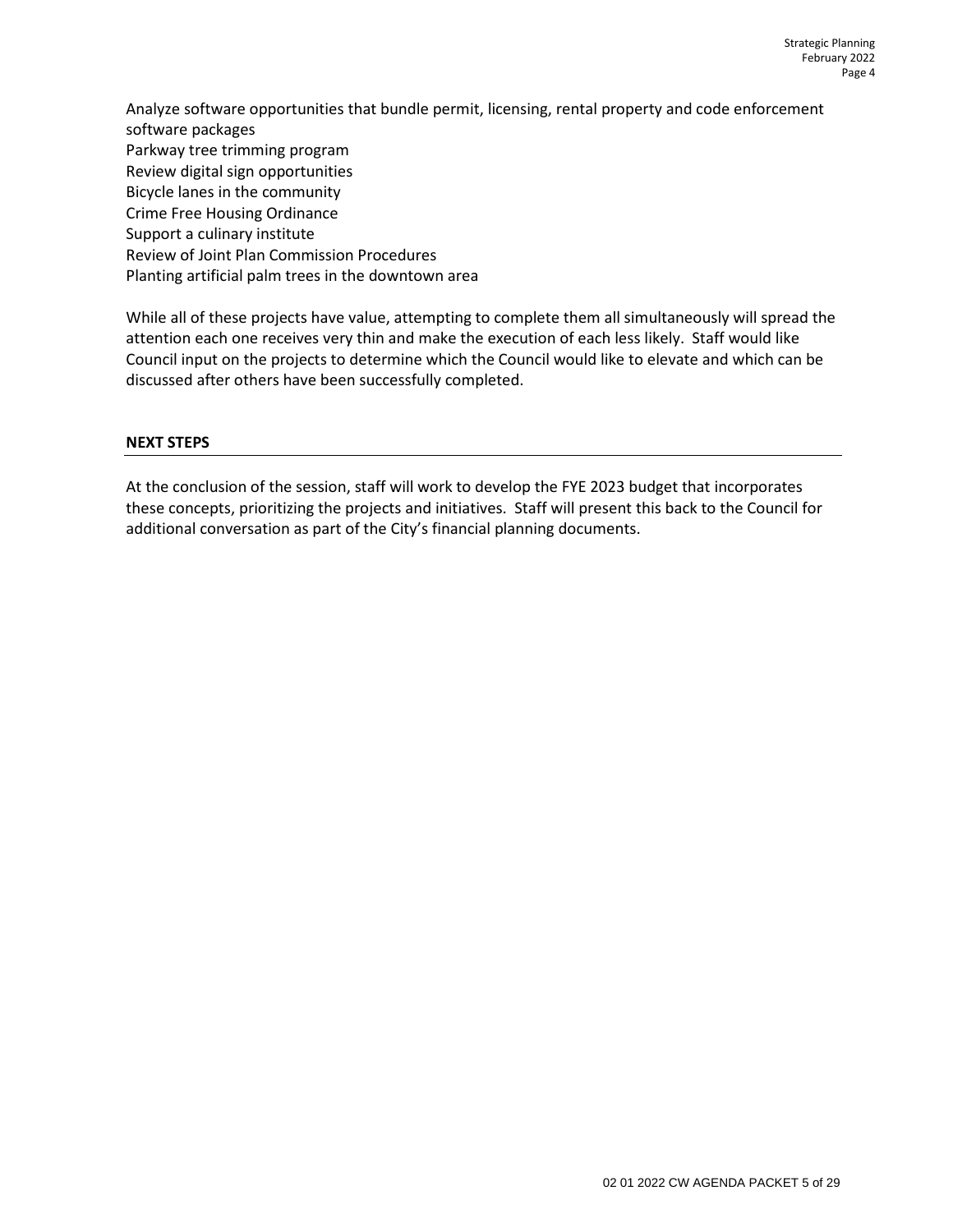Analyze software opportunities that bundle permit, licensing, rental property and code enforcement software packages
Parkway tree trimming program
Review digital sign opportunities
Bicycle lanes in the community
Crime Free Housing Ordinance
Support a culinary institute
Review of Joint Plan Commission Procedures
Planting artificial palm trees in the downtown area

While all of these projects have value, attempting to complete them all simultaneously will spread the attention each one receives very thin and make the execution of each less likely. Staff would like Council input on the projects to determine which the Council would like to elevate and which can be discussed after others have been successfully completed.

## NEXT STEPS

At the conclusion of the session, staff will work to develop the FYE 2023 budget that incorporates these concepts, prioritizing the projects and initiatives. Staff will present this back to the Council for additional conversation as part of the City's financial planning documents.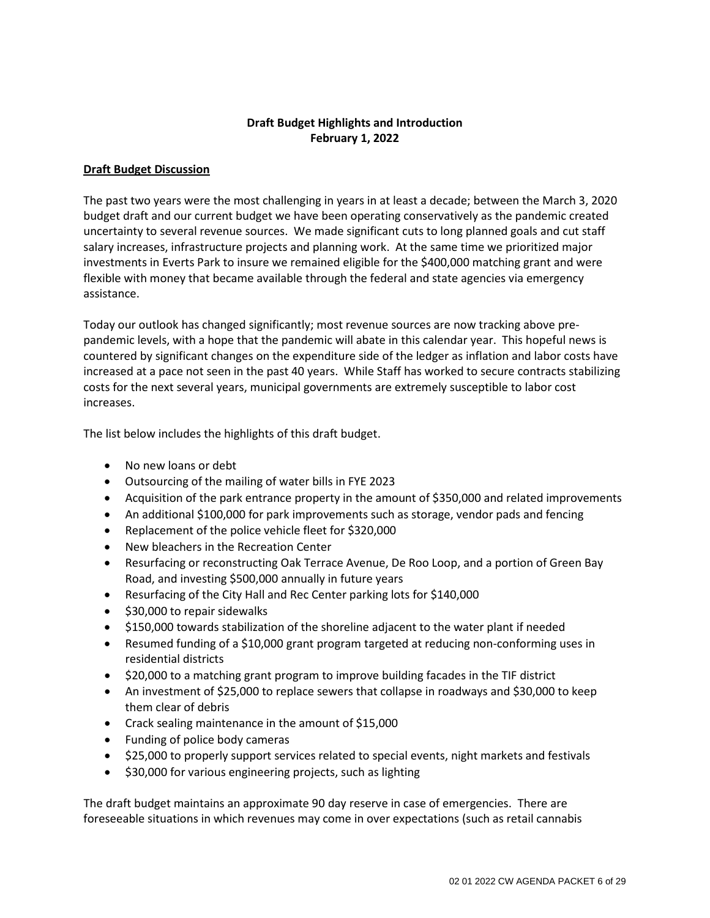**Draft Budget Highlights and Introduction**
**February 1, 2022**

## Draft Budget Discussion

The past two years were the most challenging in years in at least a decade; between the March 3, 2020 budget draft and our current budget we have been operating conservatively as the pandemic created uncertainty to several revenue sources. We made significant cuts to long planned goals and cut staff salary increases, infrastructure projects and planning work. At the same time we prioritized major investments in Everts Park to insure we remained eligible for the $400,000 matching grant and were flexible with money that became available through the federal and state agencies via emergency assistance.

Today our outlook has changed significantly; most revenue sources are now tracking above pre-pandemic levels, with a hope that the pandemic will abate in this calendar year. This hopeful news is countered by significant changes on the expenditure side of the ledger as inflation and labor costs have increased at a pace not seen in the past 40 years. While Staff has worked to secure contracts stabilizing costs for the next several years, municipal governments are extremely susceptible to labor cost increases.

The list below includes the highlights of this draft budget.

- No new loans or debt
- Outsourcing of the mailing of water bills in FYE 2023
- Acquisition of the park entrance property in the amount of $350,000 and related improvements
- An additional $100,000 for park improvements such as storage, vendor pads and fencing
- Replacement of the police vehicle fleet for $320,000
- New bleachers in the Recreation Center
- Resurfacing or reconstructing Oak Terrace Avenue, De Roo Loop, and a portion of Green Bay Road, and investing $500,000 annually in future years
- Resurfacing of the City Hall and Rec Center parking lots for $140,000
- $30,000 to repair sidewalks
- $150,000 towards stabilization of the shoreline adjacent to the water plant if needed
- Resumed funding of a $10,000 grant program targeted at reducing non-conforming uses in residential districts
- $20,000 to a matching grant program to improve building facades in the TIF district
- An investment of $25,000 to replace sewers that collapse in roadways and $30,000 to keep them clear of debris
- Crack sealing maintenance in the amount of $15,000
- Funding of police body cameras
- $25,000 to properly support services related to special events, night markets and festivals
- $30,000 for various engineering projects, such as lighting

The draft budget maintains an approximate 90 day reserve in case of emergencies. There are foreseeable situations in which revenues may come in over expectations (such as retail cannabis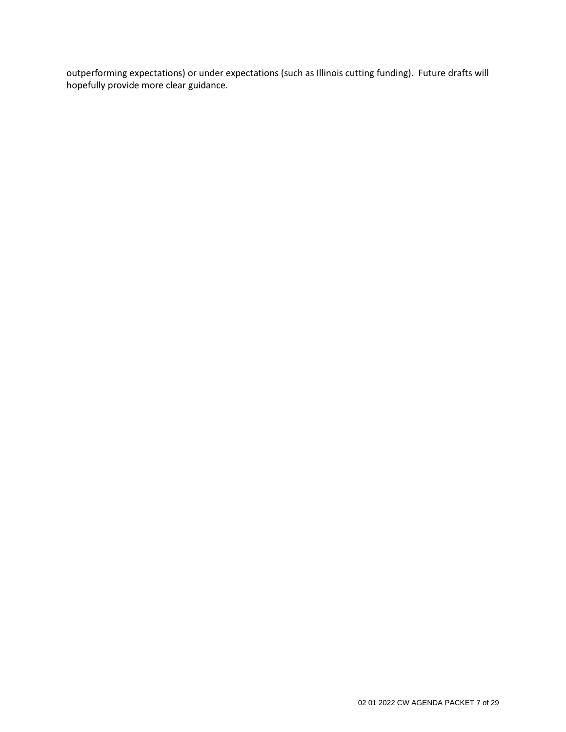outperforming expectations) or under expectations (such as Illinois cutting funding). Future drafts will hopefully provide more clear guidance.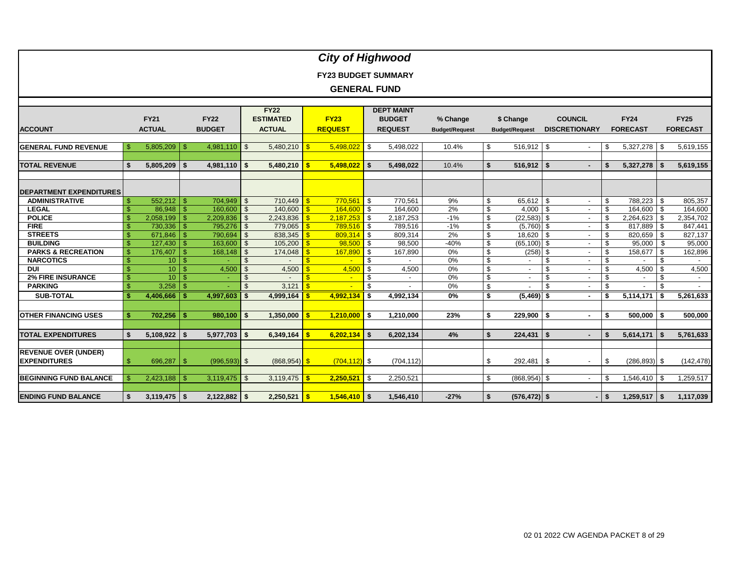# City of Highwood

## FY23 BUDGET SUMMARY

## GENERAL FUND

| ACCOUNT | FY21 ACTUAL | FY22 BUDGET | FY22 ESTIMATED ACTUAL | FY23 REQUEST | DEPT MAINT BUDGET REQUEST | % Change Budget/Request | $ Change Budget/Request | COUNCIL DISCRETIONARY | FY24 FORECAST | FY25 FORECAST |
|---|---|---|---|---|---|---|---|---|---|---|
| **GENERAL FUND REVENUE** | $ 5,805,209 | $ 4,981,110 | $ 5,480,210 | $ 5,498,022 | $ 5,498,022 | 10.4% | $ 516,912 | $ - | $ 5,327,278 | $ 5,619,155 |
| **TOTAL REVENUE** | **$ 5,805,209** | **$ 4,981,110** | **$ 5,480,210** | **$ 5,498,022** | **$ 5,498,022** | 10.4% | **$ 516,912** | **$ -** | **$ 5,327,278** | **$ 5,619,155** |
| **DEPARTMENT EXPENDITURES** | | | | | | | | | | |
| **ADMINISTRATIVE** | $ 552,212 | $ 704,949 | $ 710,449 | $ 770,561 | $ 770,561 | 9% | $ 65,612 | $ - | $ 788,223 | $ 805,357 |
| **LEGAL** | $ 86,948 | $ 160,600 | $ 140,600 | $ 164,600 | $ 164,600 | 2% | $ 4,000 | $ - | $ 164,600 | $ 164,600 |
| **POLICE** | $ 2,058,199 | $ 2,209,836 | $ 2,243,836 | $ 2,187,253 | $ 2,187,253 | -1% | $ (22,583) | $ - | $ 2,264,623 | $ 2,354,702 |
| **FIRE** | $ 730,336 | $ 795,276 | $ 779,065 | $ 789,516 | $ 789,516 | -1% | $ (5,760) | $ - | $ 817,889 | $ 847,441 |
| **STREETS** | $ 671,846 | $ 790,694 | $ 838,345 | $ 809,314 | $ 809,314 | 2% | $ 18,620 | $ - | $ 820,659 | $ 827,137 |
| **BUILDING** | $ 127,430 | $ 163,600 | $ 105,200 | $ 98,500 | $ 98,500 | -40% | $ (65,100) | $ - | $ 95,000 | $ 95,000 |
| **PARKS & RECREATION** | $ 176,407 | $ 168,148 | $ 174,048 | $ 167,890 | $ 167,890 | 0% | $ (258) | $ - | $ 158,677 | $ 162,896 |
| **NARCOTICS** | $ 10 | $ - | $ - | $ - | $ - | 0% | $ - | $ - | $ - | $ - |
| **DUI** | $ 10 | $ 4,500 | $ 4,500 | $ 4,500 | $ 4,500 | 0% | $ - | $ - | $ 4,500 | $ 4,500 |
| **2% FIRE INSURANCE** | $ 10 | $ - | $ - | $ - | $ - | 0% | $ - | $ - | $ - | $ - |
| **PARKING** | $ 3,258 | $ - | $ 3,121 | $ - | $ - | 0% | $ - | $ - | $ - | $ - |
| **SUB-TOTAL** | **$ 4,406,666** | **$ 4,997,603** | **$ 4,999,164** | **$ 4,992,134** | **$ 4,992,134** | **0%** | **$ (5,469)** | **$ -** | **$ 5,114,171** | **$ 5,261,633** |
| **OTHER FINANCING USES** | **$ 702,256** | **$ 980,100** | **$ 1,350,000** | **$ 1,210,000** | **$ 1,210,000** | **23%** | **$ 229,900** | **$ -** | **$ 500,000** | **$ 500,000** |
| **TOTAL EXPENDITURES** | **$ 5,108,922** | **$ 5,977,703** | **$ 6,349,164** | **$ 6,202,134** | **$ 6,202,134** | **4%** | **$ 224,431** | **$ -** | **$ 5,614,171** | **$ 5,761,633** |
| **REVENUE OVER (UNDER) EXPENDITURES** | $ 696,287 | $ (996,593) | $ (868,954) | $ (704,112) | $ (704,112) | | $ 292,481 | $ - | $ (286,893) | $ (142,478) |
| **BEGINNING FUND BALANCE** | $ 2,423,188 | $ 3,119,475 | $ 3,119,475 | **$ 2,250,521** | $ 2,250,521 | | $ (868,954) | $ - | $ 1,546,410 | $ 1,259,517 |
| **ENDING FUND BALANCE** | **$ 3,119,475** | **$ 2,122,882** | **$ 2,250,521** | **$ 1,546,410** | **$ 1,546,410** | **-27%** | **$ (576,472)** | **$ -** | **$ 1,259,517** | **$ 1,117,039** |

02 01 2022 CW AGENDA PACKET 8 of 29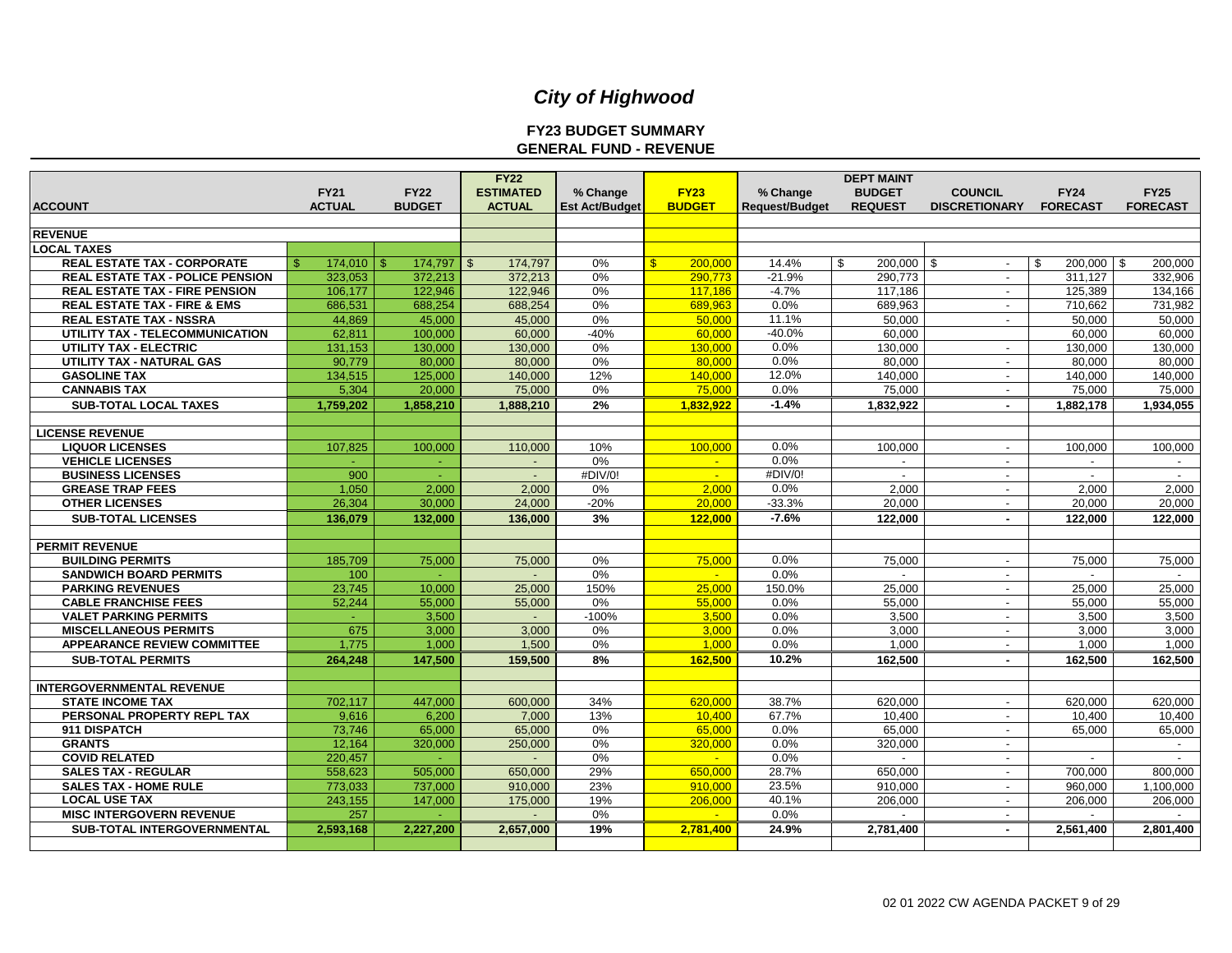# *City of Highwood*

## FY23 BUDGET SUMMARY
## GENERAL FUND - REVENUE

| ACCOUNT | FY21 ACTUAL | FY22 BUDGET | FY22 ESTIMATED ACTUAL | % Change Est Act/Budget | FY23 BUDGET | % Change Request/Budget | DEPT MAINT BUDGET REQUEST | COUNCIL DISCRETIONARY | FY24 FORECAST | FY25 FORECAST |
|---|---|---|---|---|---|---|---|---|---|---|
| **REVENUE** | | | | | | | | | | |
| **LOCAL TAXES** | | | | | | | | | | |
| **REAL ESTATE TAX - CORPORATE** | $ 174,010 | $ 174,797 | $ 174,797 | 0% | $ 200,000 | 14.4% | $ 200,000 | $ - | $ 200,000 | $ 200,000 |
| **REAL ESTATE TAX - POLICE PENSION** | 323,053 | 372,213 | 372,213 | 0% | 290,773 | -21.9% | 290,773 | - | 311,127 | 332,906 |
| **REAL ESTATE TAX - FIRE PENSION** | 106,177 | 122,946 | 122,946 | 0% | 117,186 | -4.7% | 117,186 | - | 125,389 | 134,166 |
| **REAL ESTATE TAX - FIRE & EMS** | 686,531 | 688,254 | 688,254 | 0% | 689,963 | 0.0% | 689,963 | - | 710,662 | 731,982 |
| **REAL ESTATE TAX - NSSRA** | 44,869 | 45,000 | 45,000 | 0% | 50,000 | 11.1% | 50,000 | - | 50,000 | 50,000 |
| **UTILITY TAX - TELECOMMUNICATION** | 62,811 | 100,000 | 60,000 | -40% | 60,000 | -40.0% | 60,000 | | 60,000 | 60,000 |
| **UTILITY TAX - ELECTRIC** | 131,153 | 130,000 | 130,000 | 0% | 130,000 | 0.0% | 130,000 | - | 130,000 | 130,000 |
| **UTILITY TAX - NATURAL GAS** | 90,779 | 80,000 | 80,000 | 0% | 80,000 | 0.0% | 80,000 | - | 80,000 | 80,000 |
| **GASOLINE TAX** | 134,515 | 125,000 | 140,000 | 12% | 140,000 | 12.0% | 140,000 | - | 140,000 | 140,000 |
| **CANNABIS TAX** | 5,304 | 20,000 | 75,000 | 0% | 75,000 | 0.0% | 75,000 | - | 75,000 | 75,000 |
| **SUB-TOTAL LOCAL TAXES** | **1,759,202** | **1,858,210** | **1,888,210** | **2%** | **1,832,922** | **-1.4%** | **1,832,922** | **-** | **1,882,178** | **1,934,055** |
| | | | | | | | | | | |
| **LICENSE REVENUE** | | | | | | | | | | |
| **LIQUOR LICENSES** | 107,825 | 100,000 | 110,000 | 10% | 100,000 | 0.0% | 100,000 | - | 100,000 | 100,000 |
| **VEHICLE LICENSES** | - | - | - | 0% | - | 0.0% | - | - | - | - |
| **BUSINESS LICENSES** | 900 | - | - | #DIV/0! | - | #DIV/0! | - | - | - | - |
| **GREASE TRAP FEES** | 1,050 | 2,000 | 2,000 | 0% | 2,000 | 0.0% | 2,000 | - | 2,000 | 2,000 |
| **OTHER LICENSES** | 26,304 | 30,000 | 24,000 | -20% | 20,000 | -33.3% | 20,000 | - | 20,000 | 20,000 |
| **SUB-TOTAL LICENSES** | **136,079** | **132,000** | **136,000** | **3%** | **122,000** | **-7.6%** | **122,000** | **-** | **122,000** | **122,000** |
| | | | | | | | | | | |
| **PERMIT REVENUE** | | | | | | | | | | |
| **BUILDING PERMITS** | 185,709 | 75,000 | 75,000 | 0% | 75,000 | 0.0% | 75,000 | - | 75,000 | 75,000 |
| **SANDWICH BOARD PERMITS** | 100 | - | - | 0% | - | 0.0% | - | - | - | - |
| **PARKING REVENUES** | 23,745 | 10,000 | 25,000 | 150% | 25,000 | 150.0% | 25,000 | - | 25,000 | 25,000 |
| **CABLE FRANCHISE FEES** | 52,244 | 55,000 | 55,000 | 0% | 55,000 | 0.0% | 55,000 | - | 55,000 | 55,000 |
| **VALET PARKING PERMITS** | - | 3,500 | - | -100% | 3,500 | 0.0% | 3,500 | - | 3,500 | 3,500 |
| **MISCELLANEOUS PERMITS** | 675 | 3,000 | 3,000 | 0% | 3,000 | 0.0% | 3,000 | - | 3,000 | 3,000 |
| **APPEARANCE REVIEW COMMITTEE** | 1,775 | 1,000 | 1,500 | 0% | 1,000 | 0.0% | 1,000 | - | 1,000 | 1,000 |
| **SUB-TOTAL PERMITS** | **264,248** | **147,500** | **159,500** | **8%** | **162,500** | **10.2%** | **162,500** | **-** | **162,500** | **162,500** |
| | | | | | | | | | | |
| **INTERGOVERNMENTAL REVENUE** | | | | | | | | | | |
| **STATE INCOME TAX** | 702,117 | 447,000 | 600,000 | 34% | 620,000 | 38.7% | 620,000 | - | 620,000 | 620,000 |
| **PERSONAL PROPERTY REPL TAX** | 9,616 | 6,200 | 7,000 | 13% | 10,400 | 67.7% | 10,400 | - | 10,400 | 10,400 |
| **911 DISPATCH** | 73,746 | 65,000 | 65,000 | 0% | 65,000 | 0.0% | 65,000 | - | 65,000 | 65,000 |
| **GRANTS** | 12,164 | 320,000 | 250,000 | 0% | 320,000 | 0.0% | 320,000 | - | | - |
| **COVID RELATED** | 220,457 | - | - | 0% | - | 0.0% | - | - | - | - |
| **SALES TAX - REGULAR** | 558,623 | 505,000 | 650,000 | 29% | 650,000 | 28.7% | 650,000 | - | 700,000 | 800,000 |
| **SALES TAX - HOME RULE** | 773,033 | 737,000 | 910,000 | 23% | 910,000 | 23.5% | 910,000 | - | 960,000 | 1,100,000 |
| **LOCAL USE TAX** | 243,155 | 147,000 | 175,000 | 19% | 206,000 | 40.1% | 206,000 | - | 206,000 | 206,000 |
| **MISC INTERGOVERN REVENUE** | 257 | - | - | 0% | - | 0.0% | - | - | - | - |
| **SUB-TOTAL INTERGOVERNMENTAL** | **2,593,168** | **2,227,200** | **2,657,000** | **19%** | **2,781,400** | **24.9%** | **2,781,400** | **-** | **2,561,400** | **2,801,400** |

02 01 2022 CW AGENDA PACKET 9 of 29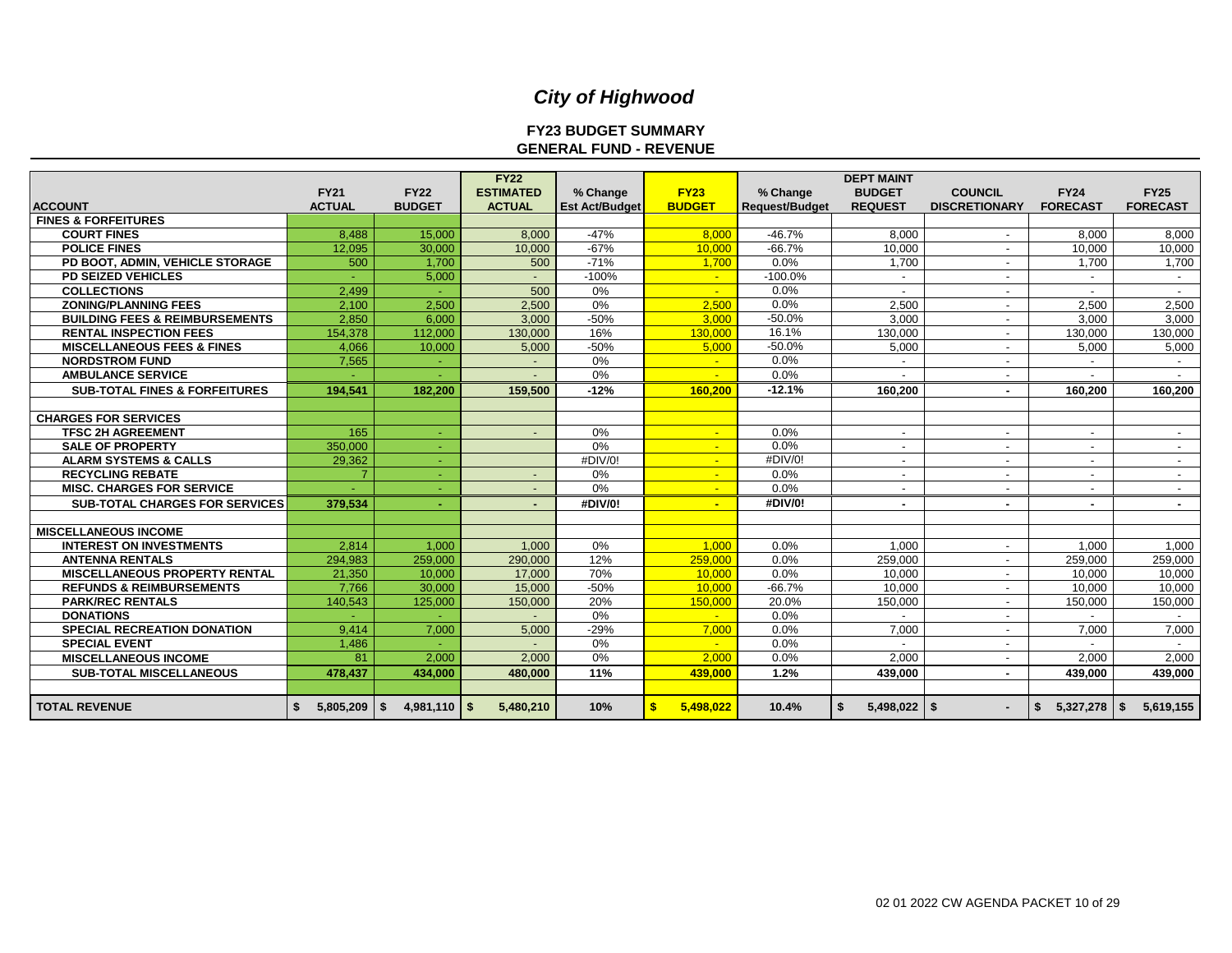# *City of Highwood*

## FY23 BUDGET SUMMARY
## GENERAL FUND - REVENUE

| ACCOUNT | FY21 ACTUAL | FY22 BUDGET | FY22 ESTIMATED ACTUAL | % Change Est Act/Budget | FY23 BUDGET | % Change Request/Budget | DEPT MAINT BUDGET REQUEST | COUNCIL DISCRETIONARY | FY24 FORECAST | FY25 FORECAST |
|---|---|---|---|---|---|---|---|---|---|---|
| **FINES & FORFEITURES** | | | | | | | | | | |
| **COURT FINES** | 8,488 | 15,000 | 8,000 | -47% | 8,000 | -46.7% | 8,000 | - | 8,000 | 8,000 |
| **POLICE FINES** | 12,095 | 30,000 | 10,000 | -67% | 10,000 | -66.7% | 10,000 | - | 10,000 | 10,000 |
| **PD BOOT, ADMIN, VEHICLE STORAGE** | 500 | 1,700 | 500 | -71% | 1,700 | 0.0% | 1,700 | - | 1,700 | 1,700 |
| **PD SEIZED VEHICLES** | - | 5,000 | - | -100% | - | -100.0% | - | - | - | - |
| **COLLECTIONS** | 2,499 | - | 500 | 0% | - | 0.0% | - | - | - | - |
| **ZONING/PLANNING FEES** | 2,100 | 2,500 | 2,500 | 0% | 2,500 | 0.0% | 2,500 | - | 2,500 | 2,500 |
| **BUILDING FEES & REIMBURSEMENTS** | 2,850 | 6,000 | 3,000 | -50% | 3,000 | -50.0% | 3,000 | - | 3,000 | 3,000 |
| **RENTAL INSPECTION FEES** | 154,378 | 112,000 | 130,000 | 16% | 130,000 | 16.1% | 130,000 | - | 130,000 | 130,000 |
| **MISCELLANEOUS FEES & FINES** | 4,066 | 10,000 | 5,000 | -50% | 5,000 | -50.0% | 5,000 | - | 5,000 | 5,000 |
| **NORDSTROM FUND** | 7,565 | - | - | 0% | - | 0.0% | - | - | - | - |
| **AMBULANCE SERVICE** | - | - | - | 0% | - | 0.0% | - | - | - | - |
| **SUB-TOTAL FINES & FORFEITURES** | **194,541** | **182,200** | **159,500** | **-12%** | **160,200** | **-12.1%** | **160,200** | **-** | **160,200** | **160,200** |
| | | | | | | | | | | |
| **CHARGES FOR SERVICES** | | | | | | | | | | |
| **TFSC 2H AGREEMENT** | 165 | - | - | 0% | - | 0.0% | - | - | - | - |
| **SALE OF PROPERTY** | 350,000 | - | | 0% | - | 0.0% | - | - | - | - |
| **ALARM SYSTEMS & CALLS** | 29,362 | - | | #DIV/0! | - | #DIV/0! | - | - | - | - |
| **RECYCLING REBATE** | 7 | - | - | 0% | - | 0.0% | - | - | - | - |
| **MISC. CHARGES FOR SERVICE** | - | - | - | 0% | - | 0.0% | - | - | - | - |
| **SUB-TOTAL CHARGES FOR SERVICES** | **379,534** | **-** | **-** | **#DIV/0!** | **-** | **#DIV/0!** | **-** | **-** | **-** | **-** |
| | | | | | | | | | | |
| **MISCELLANEOUS INCOME** | | | | | | | | | | |
| **INTEREST ON INVESTMENTS** | 2,814 | 1,000 | 1,000 | 0% | 1,000 | 0.0% | 1,000 | - | 1,000 | 1,000 |
| **ANTENNA RENTALS** | 294,983 | 259,000 | 290,000 | 12% | 259,000 | 0.0% | 259,000 | - | 259,000 | 259,000 |
| **MISCELLANEOUS PROPERTY RENTAL** | 21,350 | 10,000 | 17,000 | 70% | 10,000 | 0.0% | 10,000 | - | 10,000 | 10,000 |
| **REFUNDS & REIMBURSEMENTS** | 7,766 | 30,000 | 15,000 | -50% | 10,000 | -66.7% | 10,000 | - | 10,000 | 10,000 |
| **PARK/REC RENTALS** | 140,543 | 125,000 | 150,000 | 20% | 150,000 | 20.0% | 150,000 | - | 150,000 | 150,000 |
| **DONATIONS** | - | - | - | 0% | - | 0.0% | - | - | - | - |
| **SPECIAL RECREATION DONATION** | 9,414 | 7,000 | 5,000 | -29% | 7,000 | 0.0% | 7,000 | - | 7,000 | 7,000 |
| **SPECIAL EVENT** | 1,486 | - | - | 0% | - | 0.0% | - | - | - | - |
| **MISCELLANEOUS INCOME** | 81 | 2,000 | 2,000 | 0% | 2,000 | 0.0% | 2,000 | - | 2,000 | 2,000 |
| **SUB-TOTAL MISCELLANEOUS** | **478,437** | **434,000** | **480,000** | **11%** | **439,000** | **1.2%** | **439,000** | **-** | **439,000** | **439,000** |
| | | | | | | | | | | |
| **TOTAL REVENUE** | **$ 5,805,209** | **$ 4,981,110** | **$ 5,480,210** | **10%** | **$ 5,498,022** | **10.4%** | **$ 5,498,022** | **$ -** | **$ 5,327,278** | **$ 5,619,155** |

02 01 2022 CW AGENDA PACKET 10 of 29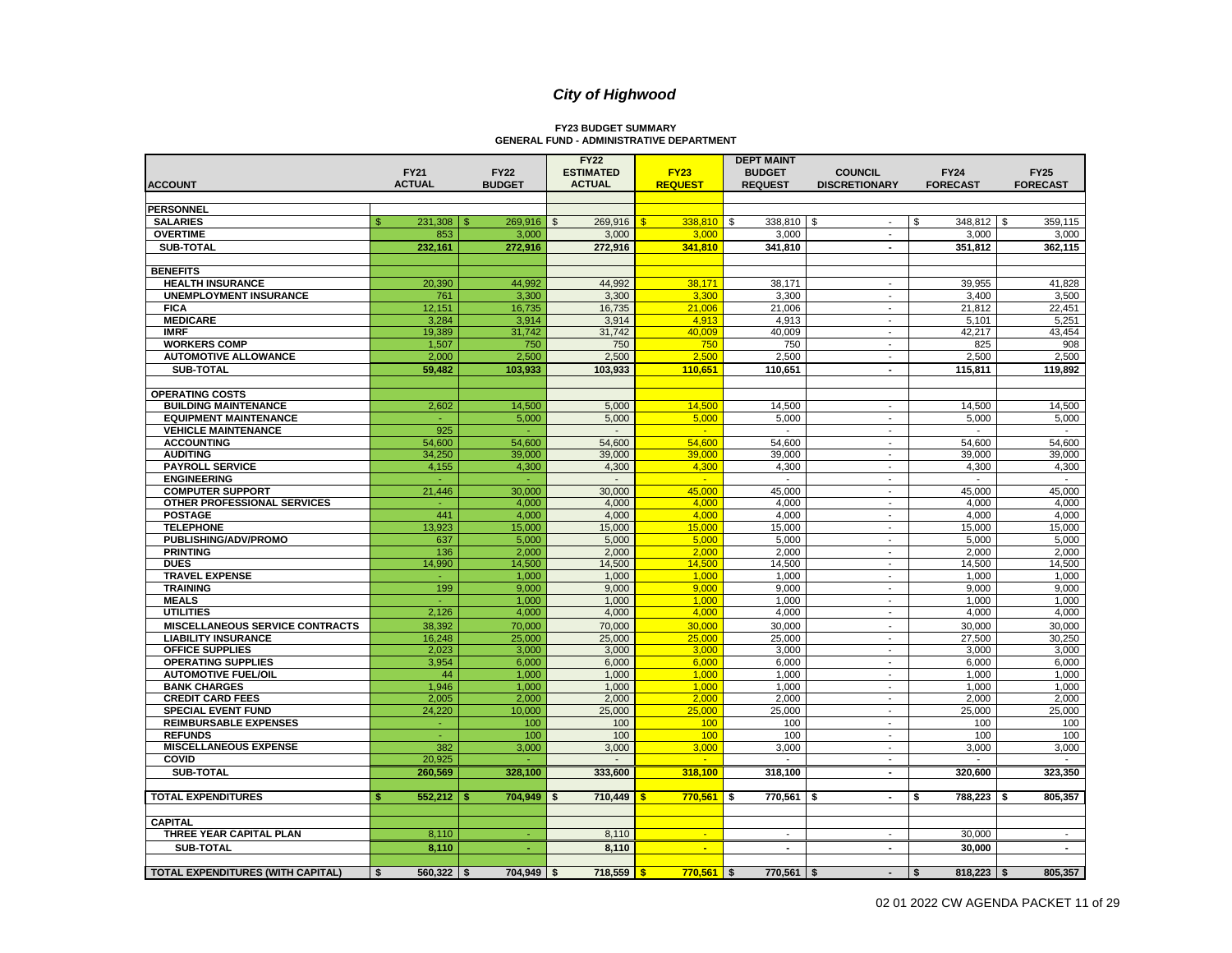# *City of Highwood*

**FY23 BUDGET SUMMARY**
**GENERAL FUND - ADMINISTRATIVE DEPARTMENT**

| ACCOUNT | FY21 ACTUAL | FY22 BUDGET | FY22 ESTIMATED ACTUAL | FY23 REQUEST | DEPT MAINT BUDGET REQUEST | COUNCIL DISCRETIONARY | FY24 FORECAST | FY25 FORECAST |
|---|---|---|---|---|---|---|---|---|
| **PERSONNEL** | | | | | | | | |
| **SALARIES** | $ 231,308 | $ 269,916 | $ 269,916 | $ 338,810 | $ 338,810 | $ - | $ 348,812 | $ 359,115 |
| **OVERTIME** | 853 | 3,000 | 3,000 | 3,000 | 3,000 | - | 3,000 | 3,000 |
| **SUB-TOTAL** | **232,161** | **272,916** | **272,916** | **341,810** | **341,810** | **-** | **351,812** | **362,115** |
| **BENEFITS** | | | | | | | | |
| **HEALTH INSURANCE** | 20,390 | 44,992 | 44,992 | 38,171 | 38,171 | - | 39,955 | 41,828 |
| **UNEMPLOYMENT INSURANCE** | 761 | 3,300 | 3,300 | 3,300 | 3,300 | - | 3,400 | 3,500 |
| **FICA** | 12,151 | 16,735 | 16,735 | 21,006 | 21,006 | - | 21,812 | 22,451 |
| **MEDICARE** | 3,284 | 3,914 | 3,914 | 4,913 | 4,913 | - | 5,101 | 5,251 |
| **IMRF** | 19,389 | 31,742 | 31,742 | 40,009 | 40,009 | - | 42,217 | 43,454 |
| **WORKERS COMP** | 1,507 | 750 | 750 | 750 | 750 | - | 825 | 908 |
| **AUTOMOTIVE ALLOWANCE** | 2,000 | 2,500 | 2,500 | 2,500 | 2,500 | - | 2,500 | 2,500 |
| **SUB-TOTAL** | **59,482** | **103,933** | **103,933** | **110,651** | **110,651** | **-** | **115,811** | **119,892** |
| **OPERATING COSTS** | | | | | | | | |
| **BUILDING MAINTENANCE** | 2,602 | 14,500 | 5,000 | 14,500 | 14,500 | - | 14,500 | 14,500 |
| **EQUIPMENT MAINTENANCE** | - | 5,000 | 5,000 | 5,000 | 5,000 | - | 5,000 | 5,000 |
| **VEHICLE MAINTENANCE** | 925 | - | - | - | - | - | - | - |
| **ACCOUNTING** | 54,600 | 54,600 | 54,600 | 54,600 | 54,600 | - | 54,600 | 54,600 |
| **AUDITING** | 34,250 | 39,000 | 39,000 | 39,000 | 39,000 | - | 39,000 | 39,000 |
| **PAYROLL SERVICE** | 4,155 | 4,300 | 4,300 | 4,300 | 4,300 | - | 4,300 | 4,300 |
| **ENGINEERING** | - | - | - | - | - | - | - | - |
| **COMPUTER SUPPORT** | 21,446 | 30,000 | 30,000 | 45,000 | 45,000 | - | 45,000 | 45,000 |
| **OTHER PROFESSIONAL SERVICES** | - | 4,000 | 4,000 | 4,000 | 4,000 | - | 4,000 | 4,000 |
| **POSTAGE** | 441 | 4,000 | 4,000 | 4,000 | 4,000 | - | 4,000 | 4,000 |
| **TELEPHONE** | 13,923 | 15,000 | 15,000 | 15,000 | 15,000 | - | 15,000 | 15,000 |
| **PUBLISHING/ADV/PROMO** | 637 | 5,000 | 5,000 | 5,000 | 5,000 | - | 5,000 | 5,000 |
| **PRINTING** | 136 | 2,000 | 2,000 | 2,000 | 2,000 | - | 2,000 | 2,000 |
| **DUES** | 14,990 | 14,500 | 14,500 | 14,500 | 14,500 | - | 14,500 | 14,500 |
| **TRAVEL EXPENSE** | - | 1,000 | 1,000 | 1,000 | 1,000 | - | 1,000 | 1,000 |
| **TRAINING** | 199 | 9,000 | 9,000 | 9,000 | 9,000 | - | 9,000 | 9,000 |
| **MEALS** | - | 1,000 | 1,000 | 1,000 | 1,000 | - | 1,000 | 1,000 |
| **UTILITIES** | 2,126 | 4,000 | 4,000 | 4,000 | 4,000 | - | 4,000 | 4,000 |
| **MISCELLANEOUS SERVICE CONTRACTS** | 38,392 | 70,000 | 70,000 | 30,000 | 30,000 | - | 30,000 | 30,000 |
| **LIABILITY INSURANCE** | 16,248 | 25,000 | 25,000 | 25,000 | 25,000 | - | 27,500 | 30,250 |
| **OFFICE SUPPLIES** | 2,023 | 3,000 | 3,000 | 3,000 | 3,000 | - | 3,000 | 3,000 |
| **OPERATING SUPPLIES** | 3,954 | 6,000 | 6,000 | 6,000 | 6,000 | - | 6,000 | 6,000 |
| **AUTOMOTIVE FUEL/OIL** | 44 | 1,000 | 1,000 | 1,000 | 1,000 | - | 1,000 | 1,000 |
| **BANK CHARGES** | 1,946 | 1,000 | 1,000 | 1,000 | 1,000 | - | 1,000 | 1,000 |
| **CREDIT CARD FEES** | 2,005 | 2,000 | 2,000 | 2,000 | 2,000 | - | 2,000 | 2,000 |
| **SPECIAL EVENT FUND** | 24,220 | 10,000 | 25,000 | 25,000 | 25,000 | - | 25,000 | 25,000 |
| **REIMBURSABLE EXPENSES** | - | 100 | 100 | 100 | 100 | - | 100 | 100 |
| **REFUNDS** | - | 100 | 100 | 100 | 100 | - | 100 | 100 |
| **MISCELLANEOUS EXPENSE** | 382 | 3,000 | 3,000 | 3,000 | 3,000 | - | 3,000 | 3,000 |
| **COVID** | 20,925 | - | - | - | - | - | - | - |
| **SUB-TOTAL** | **260,569** | **328,100** | **333,600** | **318,100** | **318,100** | **-** | **320,600** | **323,350** |
| **TOTAL EXPENDITURES** | **$ 552,212** | **$ 704,949** | **$ 710,449** | **$ 770,561** | **$ 770,561** | **$ -** | **$ 788,223** | **$ 805,357** |
| **CAPITAL** | | | | | | | | |
| **THREE YEAR CAPITAL PLAN** | 8,110 | - | 8,110 | - | - | - | 30,000 | - |
| **SUB-TOTAL** | **8,110** | **-** | **8,110** | **-** | **-** | **-** | **30,000** | **-** |
| **TOTAL EXPENDITURES (WITH CAPITAL)** | **$ 560,322** | **$ 704,949** | **$ 718,559** | **$ 770,561** | **$ 770,561** | **$ -** | **$ 818,223** | **$ 805,357** |

02 01 2022 CW AGENDA PACKET 11 of 29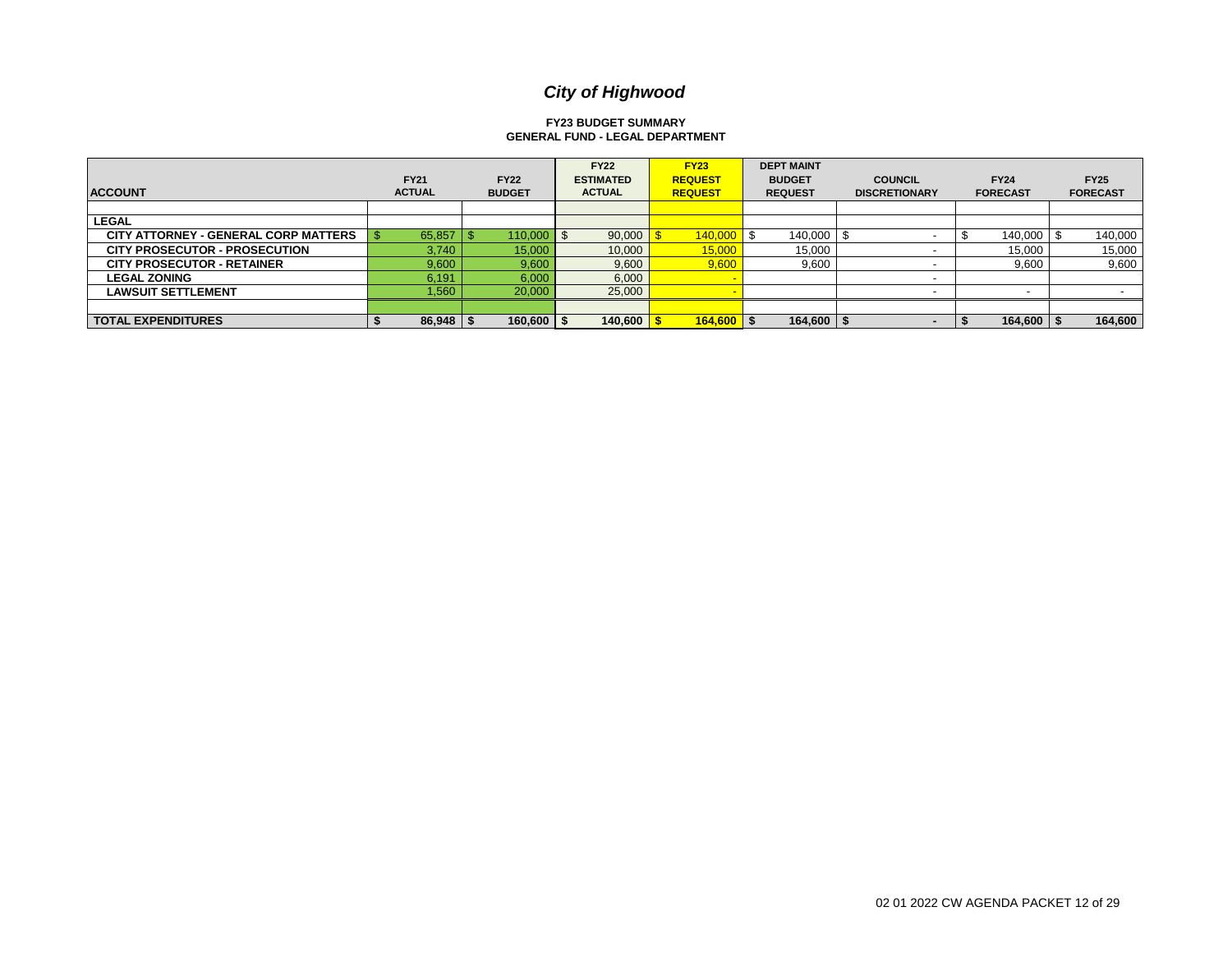# *City of Highwood*

**FY23 BUDGET SUMMARY**
**GENERAL FUND - LEGAL DEPARTMENT**

| ACCOUNT | FY21 ACTUAL | FY22 BUDGET | FY22 ESTIMATED ACTUAL | FY23 REQUEST REQUEST | DEPT MAINT BUDGET REQUEST | COUNCIL DISCRETIONARY | FY24 FORECAST | FY25 FORECAST |
|---|---|---|---|---|---|---|---|---|
| | | | | | | | | |
| **LEGAL** | | | | | | | | |
| **CITY ATTORNEY - GENERAL CORP MATTERS** | $ 65,857 | $ 110,000 | $ 90,000 | $ 140,000 | $ 140,000 | $ - | $ 140,000 | $ 140,000 |
| **CITY PROSECUTOR - PROSECUTION** | 3,740 | 15,000 | 10,000 | 15,000 | 15,000 | - | 15,000 | 15,000 |
| **CITY PROSECUTOR - RETAINER** | 9,600 | 9,600 | 9,600 | 9,600 | 9,600 | - | 9,600 | 9,600 |
| **LEGAL ZONING** | 6,191 | 6,000 | 6,000 | - | | - | | |
| **LAWSUIT SETTLEMENT** | 1,560 | 20,000 | 25,000 | - | | - | - | - |
| | | | | | | | | |
| **TOTAL EXPENDITURES** | **$ 86,948** | **$ 160,600** | **$ 140,600** | **$ 164,600** | **$ 164,600** | **$ -** | **$ 164,600** | **$ 164,600** |

02 01 2022 CW AGENDA PACKET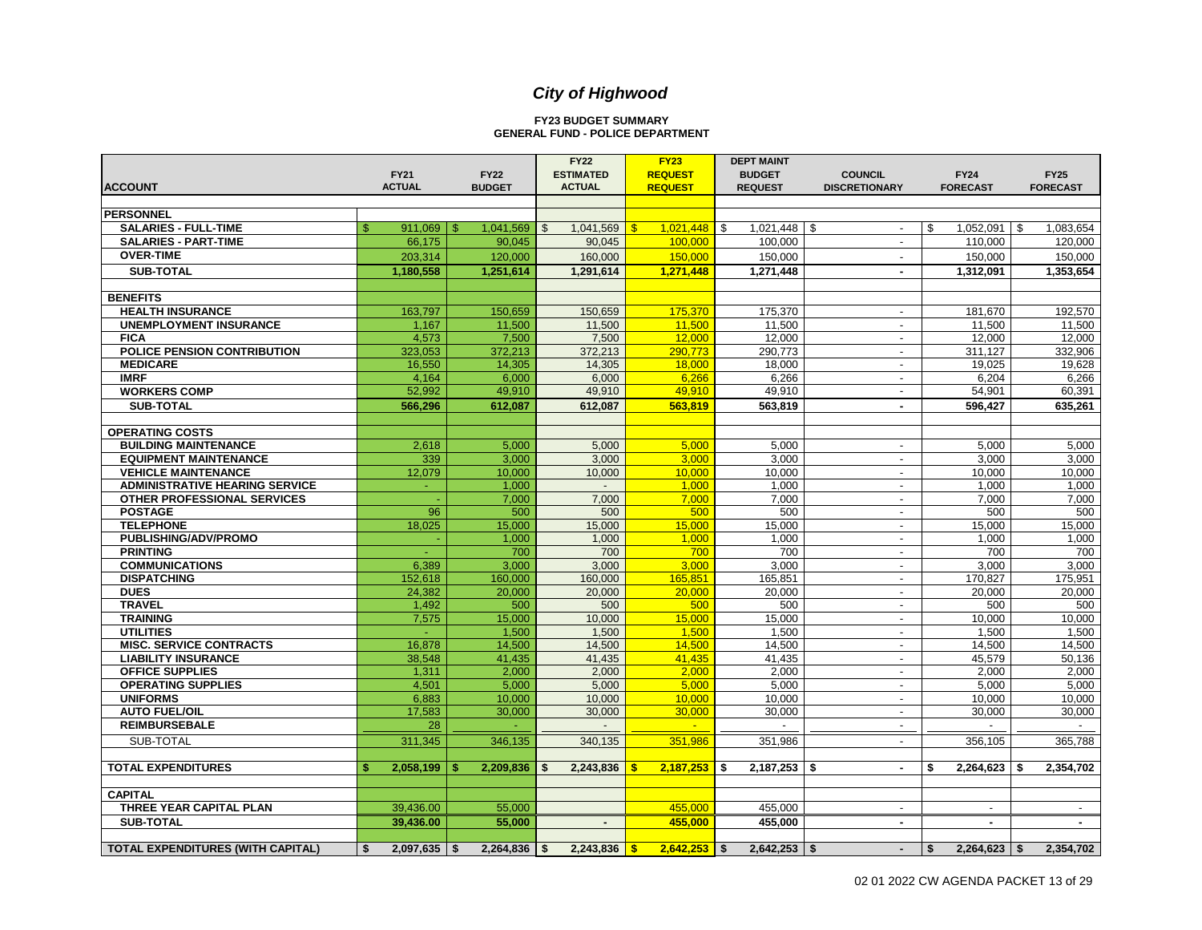# *City of Highwood*

**FY23 BUDGET SUMMARY**
**GENERAL FUND - POLICE DEPARTMENT**

| ACCOUNT | FY21 ACTUAL | FY22 BUDGET | FY22 ESTIMATED ACTUAL | FY23 REQUEST REQUEST | DEPT MAINT BUDGET REQUEST | COUNCIL DISCRETIONARY | FY24 FORECAST | FY25 FORECAST |
|---|---|---|---|---|---|---|---|---|
| **PERSONNEL** | | | | | | | | |
| **SALARIES - FULL-TIME** | $ 911,069 | $ 1,041,569 | $ 1,041,569 | $ 1,021,448 | $ 1,021,448 | $ - | $ 1,052,091 | $ 1,083,654 |
| **SALARIES - PART-TIME** | 66,175 | 90,045 | 90,045 | 100,000 | 100,000 | - | 110,000 | 120,000 |
| **OVER-TIME** | 203,314 | 120,000 | 160,000 | 150,000 | 150,000 | - | 150,000 | 150,000 |
| **SUB-TOTAL** | **1,180,558** | **1,251,614** | **1,291,614** | **1,271,448** | **1,271,448** | **-** | **1,312,091** | **1,353,654** |
| **BENEFITS** | | | | | | | | |
| **HEALTH INSURANCE** | 163,797 | 150,659 | 150,659 | 175,370 | 175,370 | - | 181,670 | 192,570 |
| **UNEMPLOYMENT INSURANCE** | 1,167 | 11,500 | 11,500 | 11,500 | 11,500 | - | 11,500 | 11,500 |
| **FICA** | 4,573 | 7,500 | 7,500 | 12,000 | 12,000 | - | 12,000 | 12,000 |
| **POLICE PENSION CONTRIBUTION** | 323,053 | 372,213 | 372,213 | 290,773 | 290,773 | - | 311,127 | 332,906 |
| **MEDICARE** | 16,550 | 14,305 | 14,305 | 18,000 | 18,000 | - | 19,025 | 19,628 |
| **IMRF** | 4,164 | 6,000 | 6,000 | 6,266 | 6,266 | - | 6,204 | 6,266 |
| **WORKERS COMP** | 52,992 | 49,910 | 49,910 | 49,910 | 49,910 | - | 54,901 | 60,391 |
| **SUB-TOTAL** | **566,296** | **612,087** | **612,087** | **563,819** | **563,819** | **-** | **596,427** | **635,261** |
| **OPERATING COSTS** | | | | | | | | |
| **BUILDING MAINTENANCE** | 2,618 | 5,000 | 5,000 | 5,000 | 5,000 | - | 5,000 | 5,000 |
| **EQUIPMENT MAINTENANCE** | 339 | 3,000 | 3,000 | 3,000 | 3,000 | - | 3,000 | 3,000 |
| **VEHICLE MAINTENANCE** | 12,079 | 10,000 | 10,000 | 10,000 | 10,000 | - | 10,000 | 10,000 |
| **ADMINISTRATIVE HEARING SERVICE** | - | 1,000 | - | 1,000 | 1,000 | - | 1,000 | 1,000 |
| **OTHER PROFESSIONAL SERVICES** | - | 7,000 | 7,000 | 7,000 | 7,000 | - | 7,000 | 7,000 |
| **POSTAGE** | 96 | 500 | 500 | 500 | 500 | - | 500 | 500 |
| **TELEPHONE** | 18,025 | 15,000 | 15,000 | 15,000 | 15,000 | - | 15,000 | 15,000 |
| **PUBLISHING/ADV/PROMO** | - | 1,000 | 1,000 | 1,000 | 1,000 | - | 1,000 | 1,000 |
| **PRINTING** | - | 700 | 700 | 700 | 700 | - | 700 | 700 |
| **COMMUNICATIONS** | 6,389 | 3,000 | 3,000 | 3,000 | 3,000 | - | 3,000 | 3,000 |
| **DISPATCHING** | 152,618 | 160,000 | 160,000 | 165,851 | 165,851 | - | 170,827 | 175,951 |
| **DUES** | 24,382 | 20,000 | 20,000 | 20,000 | 20,000 | - | 20,000 | 20,000 |
| **TRAVEL** | 1,492 | 500 | 500 | 500 | 500 | - | 500 | 500 |
| **TRAINING** | 7,575 | 15,000 | 10,000 | 15,000 | 15,000 | - | 10,000 | 10,000 |
| **UTILITIES** | - | 1,500 | 1,500 | 1,500 | 1,500 | - | 1,500 | 1,500 |
| **MISC. SERVICE CONTRACTS** | 16,878 | 14,500 | 14,500 | 14,500 | 14,500 | - | 14,500 | 14,500 |
| **LIABILITY INSURANCE** | 38,548 | 41,435 | 41,435 | 41,435 | 41,435 | - | 45,579 | 50,136 |
| **OFFICE SUPPLIES** | 1,311 | 2,000 | 2,000 | 2,000 | 2,000 | - | 2,000 | 2,000 |
| **OPERATING SUPPLIES** | 4,501 | 5,000 | 5,000 | 5,000 | 5,000 | - | 5,000 | 5,000 |
| **UNIFORMS** | 6,883 | 10,000 | 10,000 | 10,000 | 10,000 | - | 10,000 | 10,000 |
| **AUTO FUEL/OIL** | 17,583 | 30,000 | 30,000 | 30,000 | 30,000 | - | 30,000 | 30,000 |
| **REIMBURSEBALE** | 28 | - | - | - | - | - | - | - |
| SUB-TOTAL | 311,345 | 346,135 | 340,135 | 351,986 | 351,986 | - | 356,105 | 365,788 |
| **TOTAL EXPENDITURES** | **$ 2,058,199** | **$ 2,209,836** | **$ 2,243,836** | **$ 2,187,253** | **$ 2,187,253** | **$ -** | **$ 2,264,623** | **$ 2,354,702** |
| **CAPITAL** | | | | | | | | |
| **THREE YEAR CAPITAL PLAN** | 39,436.00 | 55,000 | | 455,000 | 455,000 | - | - | - |
| **SUB-TOTAL** | **39,436.00** | **55,000** | **-** | **455,000** | **455,000** | **-** | **-** | **-** |
| **TOTAL EXPENDITURES (WITH CAPITAL)** | **$ 2,097,635** | **$ 2,264,836** | **$ 2,243,836** | **$ 2,642,253** | **$ 2,642,253** | **$ -** | **$ 2,264,623** | **$ 2,354,702** |

02 01 2022 CW AGENDA PACKET 13 of 29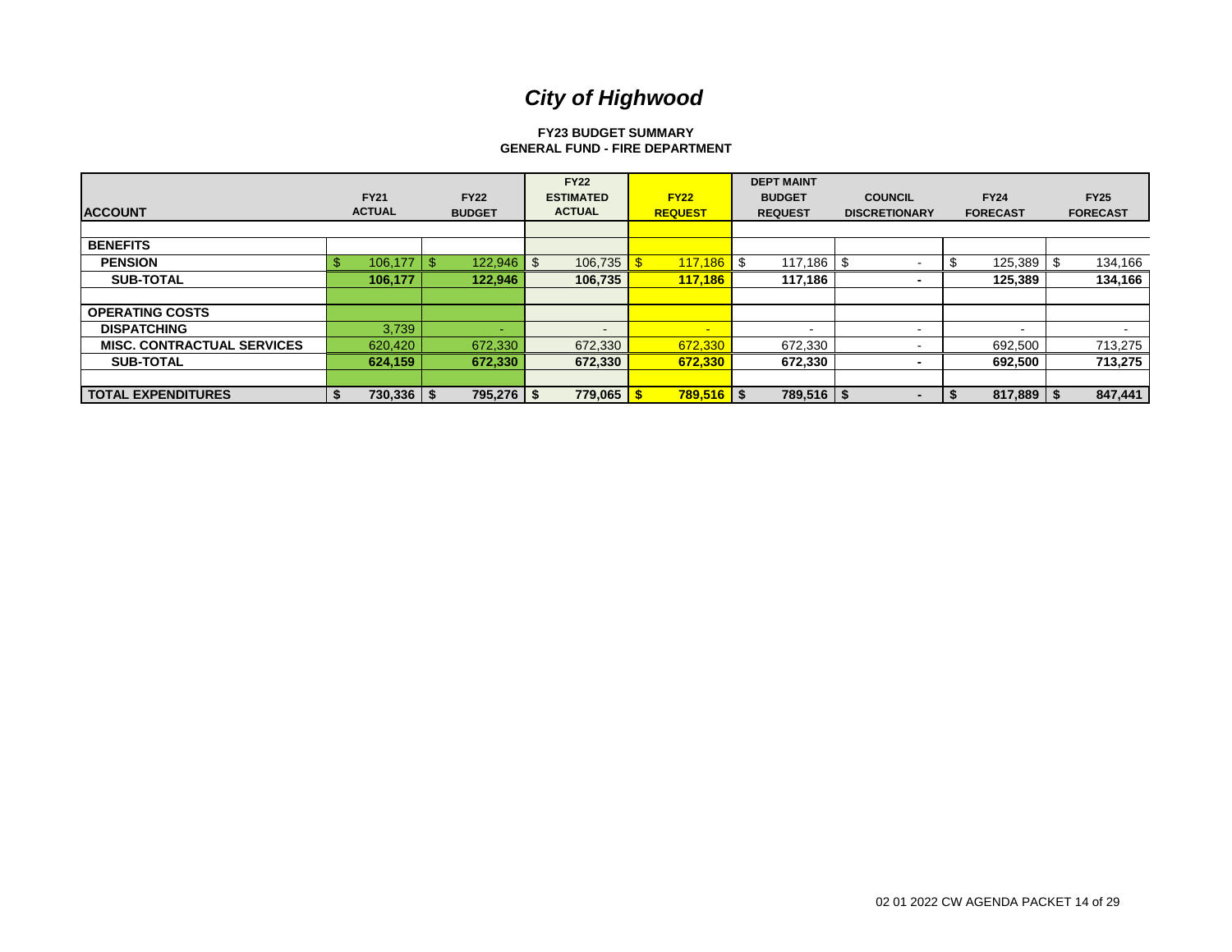# *City of Highwood*

**FY23 BUDGET SUMMARY**
**GENERAL FUND - FIRE DEPARTMENT**

| ACCOUNT | FY21 ACTUAL | FY22 BUDGET | FY22 ESTIMATED ACTUAL | FY22 REQUEST | DEPT MAINT BUDGET REQUEST | COUNCIL DISCRETIONARY | FY24 FORECAST | FY25 FORECAST |
|---|---|---|---|---|---|---|---|---|
| | | | | | | | | |
| **BENEFITS** | | | | | | | | |
| **PENSION** | $ 106,177 | $ 122,946 | $ 106,735 | $ 117,186 | $ 117,186 | $ - | $ 125,389 | $ 134,166 |
| **SUB-TOTAL** | **106,177** | **122,946** | **106,735** | **117,186** | **117,186** | **-** | **125,389** | **134,166** |
| | | | | | | | | |
| **OPERATING COSTS** | | | | | | | | |
| **DISPATCHING** | 3,739 | - | - | - | - | - | - | - |
| **MISC. CONTRACTUAL SERVICES** | 620,420 | 672,330 | 672,330 | 672,330 | 672,330 | - | 692,500 | 713,275 |
| **SUB-TOTAL** | **624,159** | **672,330** | **672,330** | **672,330** | **672,330** | **-** | **692,500** | **713,275** |
| | | | | | | | | |
| **TOTAL EXPENDITURES** | **$ 730,336** | **$ 795,276** | **$ 779,065** | **$ 789,516** | **$ 789,516** | **$ -** | **$ 817,889** | **$ 847,441** |

02 01 2022 CW AGENDA PACKET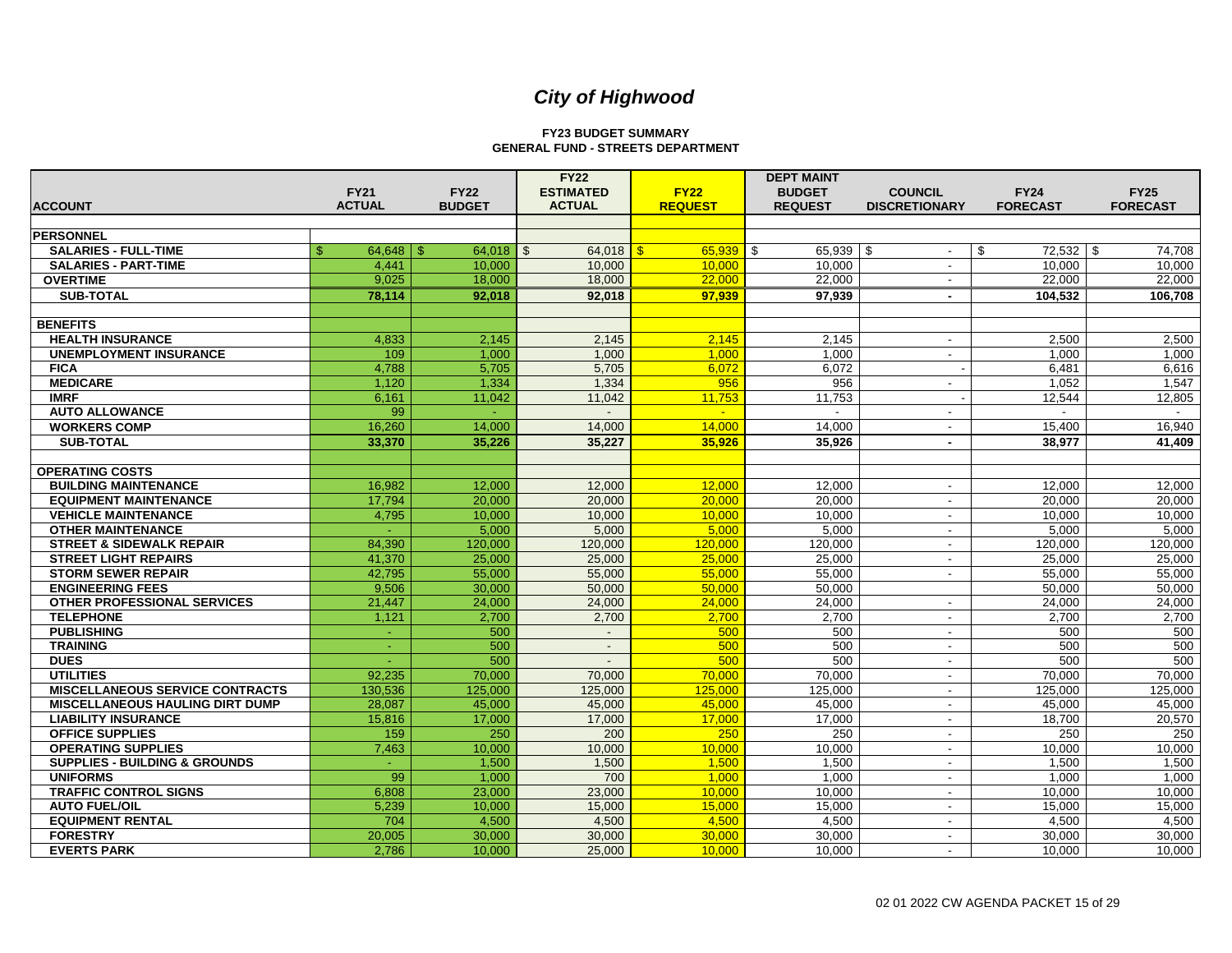# *City of Highwood*

**FY23 BUDGET SUMMARY**
**GENERAL FUND - STREETS DEPARTMENT**

| ACCOUNT | FY21 ACTUAL | FY22 BUDGET | FY22 ESTIMATED ACTUAL | FY22 REQUEST | DEPT MAINT BUDGET REQUEST | COUNCIL DISCRETIONARY | FY24 FORECAST | FY25 FORECAST |
|---|---|---|---|---|---|---|---|---|
| **PERSONNEL** | | | | | | | | |
| **SALARIES - FULL-TIME** | $ 64,648 | $ 64,018 | $ 64,018 | $ 65,939 | $ 65,939 | $ - | $ 72,532 | $ 74,708 |
| **SALARIES - PART-TIME** | 4,441 | 10,000 | 10,000 | 10,000 | 10,000 | - | 10,000 | 10,000 |
| **OVERTIME** | 9,025 | 18,000 | 18,000 | 22,000 | 22,000 | - | 22,000 | 22,000 |
| **SUB-TOTAL** | **78,114** | **92,018** | **92,018** | **97,939** | **97,939** | **-** | **104,532** | **106,708** |
| **BENEFITS** | | | | | | | | |
| **HEALTH INSURANCE** | 4,833 | 2,145 | 2,145 | 2,145 | 2,145 | - | 2,500 | 2,500 |
| **UNEMPLOYMENT INSURANCE** | 109 | 1,000 | 1,000 | 1,000 | 1,000 | - | 1,000 | 1,000 |
| **FICA** | 4,788 | 5,705 | 5,705 | 6,072 | 6,072 | - | 6,481 | 6,616 |
| **MEDICARE** | 1,120 | 1,334 | 1,334 | 956 | 956 | - | 1,052 | 1,547 |
| **IMRF** | 6,161 | 11,042 | 11,042 | 11,753 | 11,753 | - | 12,544 | 12,805 |
| **AUTO ALLOWANCE** | 99 | - | - | - | - | - | - | - |
| **WORKERS COMP** | 16,260 | 14,000 | 14,000 | 14,000 | 14,000 | - | 15,400 | 16,940 |
| **SUB-TOTAL** | **33,370** | **35,226** | **35,227** | **35,926** | **35,926** | **-** | **38,977** | **41,409** |
| **OPERATING COSTS** | | | | | | | | |
| **BUILDING MAINTENANCE** | 16,982 | 12,000 | 12,000 | 12,000 | 12,000 | - | 12,000 | 12,000 |
| **EQUIPMENT MAINTENANCE** | 17,794 | 20,000 | 20,000 | 20,000 | 20,000 | - | 20,000 | 20,000 |
| **VEHICLE MAINTENANCE** | 4,795 | 10,000 | 10,000 | 10,000 | 10,000 | - | 10,000 | 10,000 |
| **OTHER MAINTENANCE** | - | 5,000 | 5,000 | 5,000 | 5,000 | - | 5,000 | 5,000 |
| **STREET & SIDEWALK REPAIR** | 84,390 | 120,000 | 120,000 | 120,000 | 120,000 | - | 120,000 | 120,000 |
| **STREET LIGHT REPAIRS** | 41,370 | 25,000 | 25,000 | 25,000 | 25,000 | - | 25,000 | 25,000 |
| **STORM SEWER REPAIR** | 42,795 | 55,000 | 55,000 | 55,000 | 55,000 | - | 55,000 | 55,000 |
| **ENGINEERING FEES** | 9,506 | 30,000 | 50,000 | 50,000 | 50,000 | | 50,000 | 50,000 |
| **OTHER PROFESSIONAL SERVICES** | 21,447 | 24,000 | 24,000 | 24,000 | 24,000 | - | 24,000 | 24,000 |
| **TELEPHONE** | 1,121 | 2,700 | 2,700 | 2,700 | 2,700 | - | 2,700 | 2,700 |
| **PUBLISHING** | - | 500 | - | 500 | 500 | - | 500 | 500 |
| **TRAINING** | - | 500 | - | 500 | 500 | - | 500 | 500 |
| **DUES** | - | 500 | - | 500 | 500 | - | 500 | 500 |
| **UTILITIES** | 92,235 | 70,000 | 70,000 | 70,000 | 70,000 | - | 70,000 | 70,000 |
| **MISCELLANEOUS SERVICE CONTRACTS** | 130,536 | 125,000 | 125,000 | 125,000 | 125,000 | - | 125,000 | 125,000 |
| **MISCELLANEOUS HAULING DIRT DUMP** | 28,087 | 45,000 | 45,000 | 45,000 | 45,000 | - | 45,000 | 45,000 |
| **LIABILITY INSURANCE** | 15,816 | 17,000 | 17,000 | 17,000 | 17,000 | - | 18,700 | 20,570 |
| **OFFICE SUPPLIES** | 159 | 250 | 200 | 250 | 250 | - | 250 | 250 |
| **OPERATING SUPPLIES** | 7,463 | 10,000 | 10,000 | 10,000 | 10,000 | - | 10,000 | 10,000 |
| **SUPPLIES - BUILDING & GROUNDS** | - | 1,500 | 1,500 | 1,500 | 1,500 | - | 1,500 | 1,500 |
| **UNIFORMS** | 99 | 1,000 | 700 | 1,000 | 1,000 | - | 1,000 | 1,000 |
| **TRAFFIC CONTROL SIGNS** | 6,808 | 23,000 | 23,000 | 10,000 | 10,000 | - | 10,000 | 10,000 |
| **AUTO FUEL/OIL** | 5,239 | 10,000 | 15,000 | 15,000 | 15,000 | - | 15,000 | 15,000 |
| **EQUIPMENT RENTAL** | 704 | 4,500 | 4,500 | 4,500 | 4,500 | - | 4,500 | 4,500 |
| **FORESTRY** | 20,005 | 30,000 | 30,000 | 30,000 | 30,000 | - | 30,000 | 30,000 |
| **EVERTS PARK** | 2,786 | 10,000 | 25,000 | 10,000 | 10,000 | - | 10,000 | 10,000 |

02 01 2022 CW AGENDA PACKET 15 of 29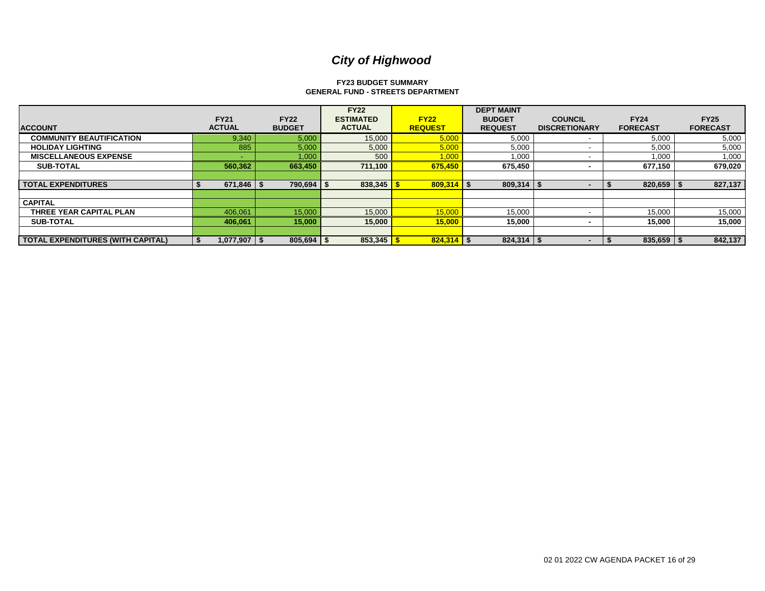# *City of Highwood*

**FY23 BUDGET SUMMARY**
**GENERAL FUND - STREETS DEPARTMENT**

| ACCOUNT | FY21 ACTUAL | FY22 BUDGET | FY22 ESTIMATED ACTUAL | FY22 REQUEST | DEPT MAINT BUDGET REQUEST | COUNCIL DISCRETIONARY | FY24 FORECAST | FY25 FORECAST |
|---|---|---|---|---|---|---|---|---|
| **COMMUNITY BEAUTIFICATION** | 9,340 | 5,000 | 15,000 | 5,000 | 5,000 | - | 5,000 | 5,000 |
| **HOLIDAY LIGHTING** | 885 | 5,000 | 5,000 | 5,000 | 5,000 | - | 5,000 | 5,000 |
| **MISCELLANEOUS EXPENSE** | - | 1,000 | 500 | 1,000 | 1,000 | - | 1,000 | 1,000 |
| **SUB-TOTAL** | **560,362** | **663,450** | **711,100** | **675,450** | **675,450** | **-** | **677,150** | **679,020** |
| | | | | | | | | |
| **TOTAL EXPENDITURES** | **$ 671,846** | **$ 790,694** | **$ 838,345** | **$ 809,314** | **$ 809,314** | **$ -** | **$ 820,659** | **$ 827,137** |
| | | | | | | | | |
| **CAPITAL** | | | | | | | | |
| **THREE YEAR CAPITAL PLAN** | 406,061 | 15,000 | 15,000 | 15,000 | 15,000 | - | 15,000 | 15,000 |
| **SUB-TOTAL** | **406,061** | **15,000** | **15,000** | **15,000** | **15,000** | **-** | **15,000** | **15,000** |
| | | | | | | | | |
| **TOTAL EXPENDITURES (WITH CAPITAL)** | **$ 1,077,907** | **$ 805,694** | **$ 853,345** | **$ 824,314** | **$ 824,314** | **$ -** | **$ 835,659** | **$ 842,137** |

02 01 2022 CW AGENDA PACKET 16 of 29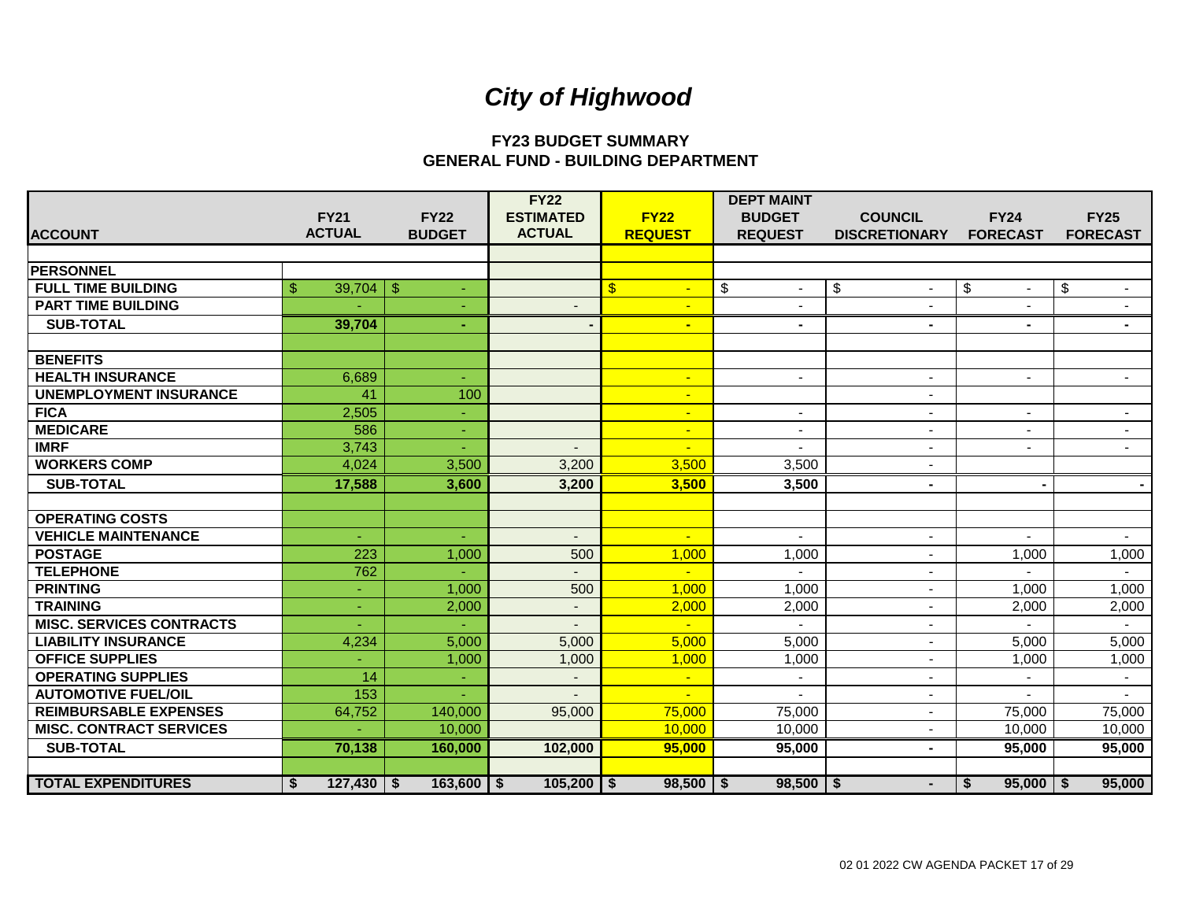# *City of Highwood*

## FY23 BUDGET SUMMARY
## GENERAL FUND - BUILDING DEPARTMENT

| ACCOUNT | FY21 ACTUAL | FY22 BUDGET | FY22 ESTIMATED ACTUAL | FY22 REQUEST | DEPT MAINT BUDGET REQUEST | COUNCIL DISCRETIONARY | FY24 FORECAST | FY25 FORECAST |
|---|---|---|---|---|---|---|---|---|
| **PERSONNEL** | | | | | | | | |
| **FULL TIME BUILDING** | $ 39,704 | $ - | | $ - | $ - | $ - | $ - | $ - |
| **PART TIME BUILDING** | - | - | - | - | - | - | - | - |
| **SUB-TOTAL** | **39,704** | **-** | **-** | **-** | **-** | **-** | **-** | **-** |
| | | | | | | | | |
| **BENEFITS** | | | | | | | | |
| **HEALTH INSURANCE** | 6,689 | - | | - | - | - | - | - |
| **UNEMPLOYMENT INSURANCE** | 41 | 100 | | - | | - | | |
| **FICA** | 2,505 | - | | - | - | - | - | - |
| **MEDICARE** | 586 | - | | - | - | - | - | - |
| **IMRF** | 3,743 | - | - | - | - | - | - | - |
| **WORKERS COMP** | 4,024 | 3,500 | 3,200 | 3,500 | 3,500 | - | | |
| **SUB-TOTAL** | **17,588** | **3,600** | **3,200** | **3,500** | **3,500** | **-** | **-** | **-** |
| | | | | | | | | |
| **OPERATING COSTS** | | | | | | | | |
| **VEHICLE MAINTENANCE** | - | - | - | - | - | - | - | - |
| **POSTAGE** | 223 | 1,000 | 500 | 1,000 | 1,000 | - | 1,000 | 1,000 |
| **TELEPHONE** | 762 | - | - | - | - | - | - | - |
| **PRINTING** | - | 1,000 | 500 | 1,000 | 1,000 | - | 1,000 | 1,000 |
| **TRAINING** | - | 2,000 | - | 2,000 | 2,000 | - | 2,000 | 2,000 |
| **MISC. SERVICES CONTRACTS** | - | - | - | - | - | - | - | - |
| **LIABILITY INSURANCE** | 4,234 | 5,000 | 5,000 | 5,000 | 5,000 | - | 5,000 | 5,000 |
| **OFFICE SUPPLIES** | - | 1,000 | 1,000 | 1,000 | 1,000 | - | 1,000 | 1,000 |
| **OPERATING SUPPLIES** | 14 | - | - | - | - | - | - | - |
| **AUTOMOTIVE FUEL/OIL** | 153 | - | - | - | - | - | - | - |
| **REIMBURSABLE EXPENSES** | 64,752 | 140,000 | 95,000 | 75,000 | 75,000 | - | 75,000 | 75,000 |
| **MISC. CONTRACT SERVICES** | - | 10,000 | | 10,000 | 10,000 | - | 10,000 | 10,000 |
| **SUB-TOTAL** | **70,138** | **160,000** | **102,000** | **95,000** | **95,000** | **-** | **95,000** | **95,000** |
| | | | | | | | | |
| **TOTAL EXPENDITURES** | **$ 127,430** | **$ 163,600** | **$ 105,200** | **$ 98,500** | **$ 98,500** | **$ -** | **$ 95,000** | **$ 95,000** |

02 01 2022 CW AGENDA PACKET 17 of 29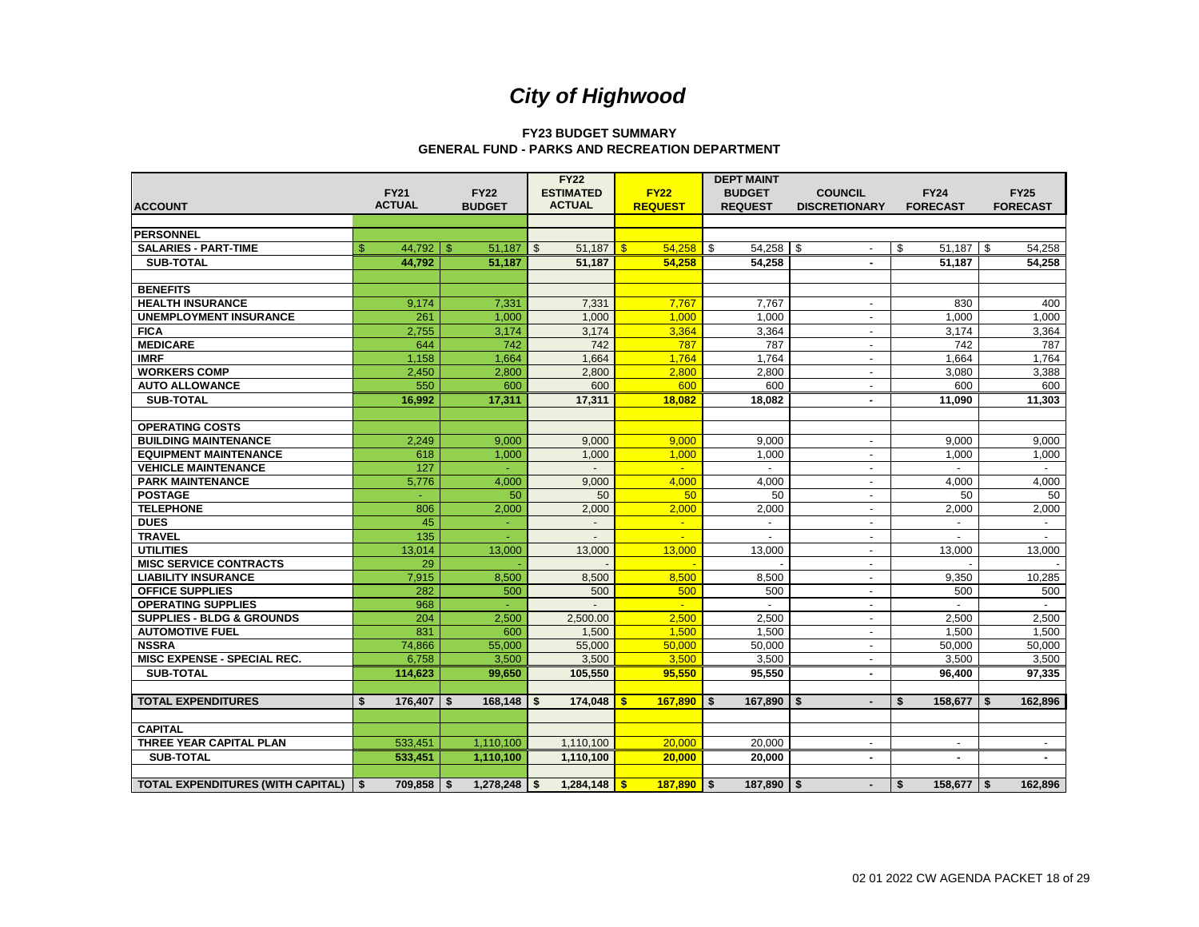# City of Highwood

### FY23 BUDGET SUMMARY
### GENERAL FUND - PARKS AND RECREATION DEPARTMENT

| ACCOUNT | FY21 ACTUAL | FY22 BUDGET | FY22 ESTIMATED ACTUAL | FY22 REQUEST | DEPT MAINT BUDGET REQUEST | COUNCIL DISCRETIONARY | FY24 FORECAST | FY25 FORECAST |
|---|---|---|---|---|---|---|---|---|
| **PERSONNEL** | | | | | | | | |
| **SALARIES - PART-TIME** | $ 44,792 | $ 51,187 | $ 51,187 | $ 54,258 | $ 54,258 | $ - | $ 51,187 | $ 54,258 |
| **SUB-TOTAL** | **44,792** | **51,187** | **51,187** | **54,258** | **54,258** | **-** | **51,187** | **54,258** |
| **BENEFITS** | | | | | | | | |
| **HEALTH INSURANCE** | 9,174 | 7,331 | 7,331 | 7,767 | 7,767 | - | 830 | 400 |
| **UNEMPLOYMENT INSURANCE** | 261 | 1,000 | 1,000 | 1,000 | 1,000 | - | 1,000 | 1,000 |
| **FICA** | 2,755 | 3,174 | 3,174 | 3,364 | 3,364 | - | 3,174 | 3,364 |
| **MEDICARE** | 644 | 742 | 742 | 787 | 787 | - | 742 | 787 |
| **IMRF** | 1,158 | 1,664 | 1,664 | 1,764 | 1,764 | - | 1,664 | 1,764 |
| **WORKERS COMP** | 2,450 | 2,800 | 2,800 | 2,800 | 2,800 | - | 3,080 | 3,388 |
| **AUTO ALLOWANCE** | 550 | 600 | 600 | 600 | 600 | - | 600 | 600 |
| **SUB-TOTAL** | **16,992** | **17,311** | **17,311** | **18,082** | **18,082** | **-** | **11,090** | **11,303** |
| **OPERATING COSTS** | | | | | | | | |
| **BUILDING MAINTENANCE** | 2,249 | 9,000 | 9,000 | 9,000 | 9,000 | - | 9,000 | 9,000 |
| **EQUIPMENT MAINTENANCE** | 618 | 1,000 | 1,000 | 1,000 | 1,000 | - | 1,000 | 1,000 |
| **VEHICLE MAINTENANCE** | 127 | - | - | - | - | - | - | - |
| **PARK MAINTENANCE** | 5,776 | 4,000 | 9,000 | 4,000 | 4,000 | - | 4,000 | 4,000 |
| **POSTAGE** | - | 50 | 50 | 50 | 50 | - | 50 | 50 |
| **TELEPHONE** | 806 | 2,000 | 2,000 | 2,000 | 2,000 | - | 2,000 | 2,000 |
| **DUES** | 45 | - | - | - | - | - | - | - |
| **TRAVEL** | 135 | - | - | - | - | - | - | - |
| **UTILITIES** | 13,014 | 13,000 | 13,000 | 13,000 | 13,000 | - | 13,000 | 13,000 |
| **MISC SERVICE CONTRACTS** | 29 | - | - | - | - | - | - | - |
| **LIABILITY INSURANCE** | 7,915 | 8,500 | 8,500 | 8,500 | 8,500 | - | 9,350 | 10,285 |
| **OFFICE SUPPLIES** | 282 | 500 | 500 | 500 | 500 | - | 500 | 500 |
| **OPERATING SUPPLIES** | 968 | - | - | - | - | - | - | - |
| **SUPPLIES - BLDG & GROUNDS** | 204 | 2,500 | 2,500.00 | 2,500 | 2,500 | - | 2,500 | 2,500 |
| **AUTOMOTIVE FUEL** | 831 | 600 | 1,500 | 1,500 | 1,500 | - | 1,500 | 1,500 |
| **NSSRA** | 74,866 | 55,000 | 55,000 | 50,000 | 50,000 | - | 50,000 | 50,000 |
| **MISC EXPENSE - SPECIAL REC.** | 6,758 | 3,500 | 3,500 | 3,500 | 3,500 | - | 3,500 | 3,500 |
| **SUB-TOTAL** | **114,623** | **99,650** | **105,550** | **95,550** | **95,550** | **-** | **96,400** | **97,335** |
| **TOTAL EXPENDITURES** | **$ 176,407** | **$ 168,148** | **$ 174,048** | **$ 167,890** | **$ 167,890** | **$ -** | **$ 158,677** | **$ 162,896** |
| **CAPITAL** | | | | | | | | |
| **THREE YEAR CAPITAL PLAN** | 533,451 | 1,110,100 | 1,110,100 | 20,000 | 20,000 | - | - | - |
| **SUB-TOTAL** | **533,451** | **1,110,100** | **1,110,100** | **20,000** | **20,000** | **-** | **-** | **-** |
| **TOTAL EXPENDITURES (WITH CAPITAL)** | **$ 709,858** | **$ 1,278,248** | **$ 1,284,148** | **$ 187,890** | **$ 187,890** | **$ -** | **$ 158,677** | **$ 162,896** |

02 01 2022 CW AGENDA PACKET 18 of 29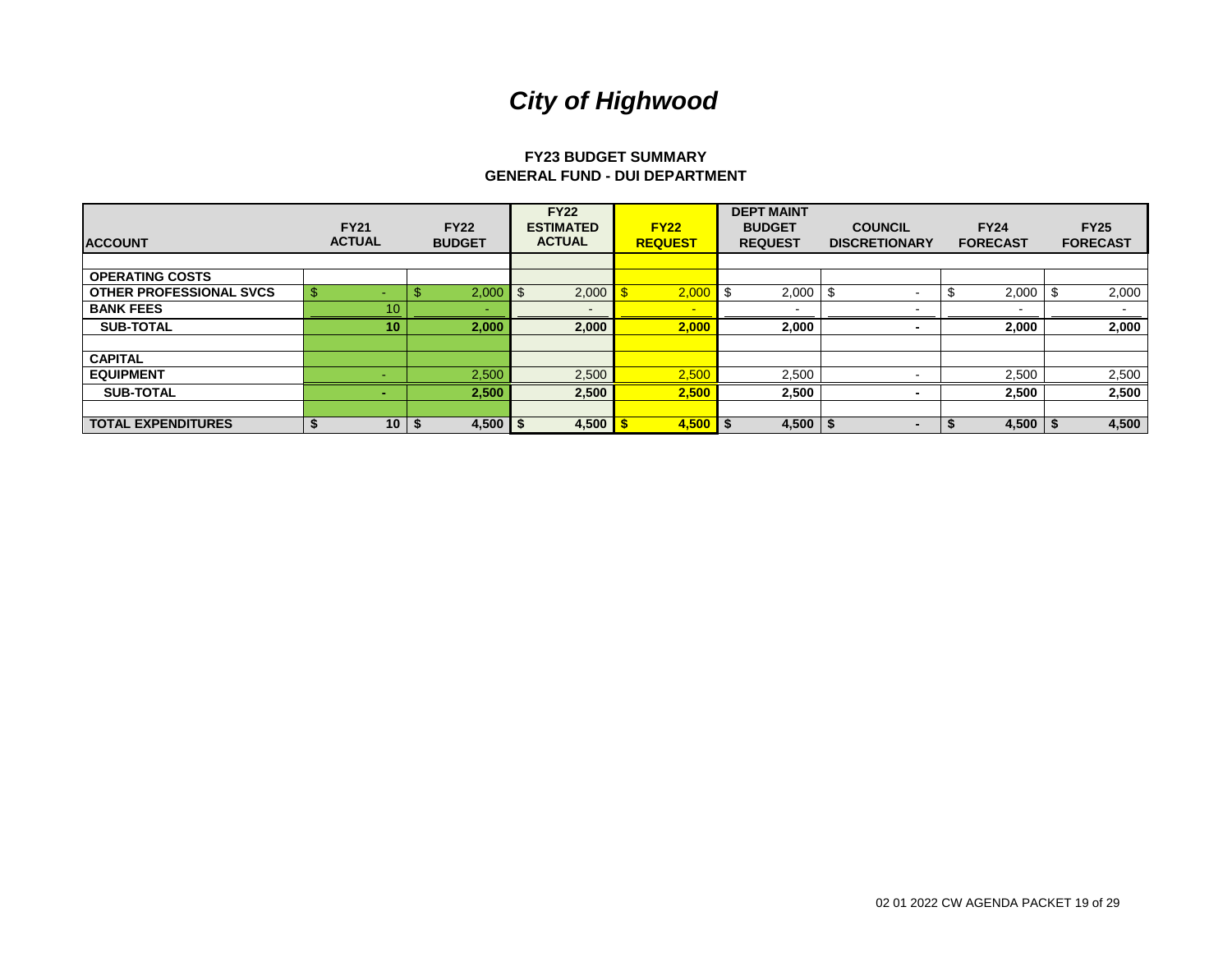# *City of Highwood*

### FY23 BUDGET SUMMARY
### GENERAL FUND - DUI DEPARTMENT

| ACCOUNT | FY21 ACTUAL | FY22 BUDGET | FY22 ESTIMATED ACTUAL | FY22 REQUEST | DEPT MAINT BUDGET REQUEST | COUNCIL DISCRETIONARY | FY24 FORECAST | FY25 FORECAST |
|---|---|---|---|---|---|---|---|---|
| | | | | | | | | |
| **OPERATING COSTS** | | | | | | | | |
| **OTHER PROFESSIONAL SVCS** | $ - | $ 2,000 | $ 2,000 | $ 2,000 | $ 2,000 | $ - | $ 2,000 | $ 2,000 |
| **BANK FEES** | 10 | - | - | - | - | - | - | - |
| **SUB-TOTAL** | **10** | **2,000** | **2,000** | **2,000** | **2,000** | **-** | **2,000** | **2,000** |
| | | | | | | | | |
| **CAPITAL** | | | | | | | | |
| **EQUIPMENT** | - | 2,500 | 2,500 | 2,500 | 2,500 | - | 2,500 | 2,500 |
| **SUB-TOTAL** | **-** | **2,500** | **2,500** | **2,500** | **2,500** | **-** | **2,500** | **2,500** |
| | | | | | | | | |
| **TOTAL EXPENDITURES** | **$ 10** | **$ 4,500** | **$ 4,500** | **$ 4,500** | **$ 4,500** | **$ -** | **$ 4,500** | **$ 4,500** |

02 01 2022 CW AGENDA PACKET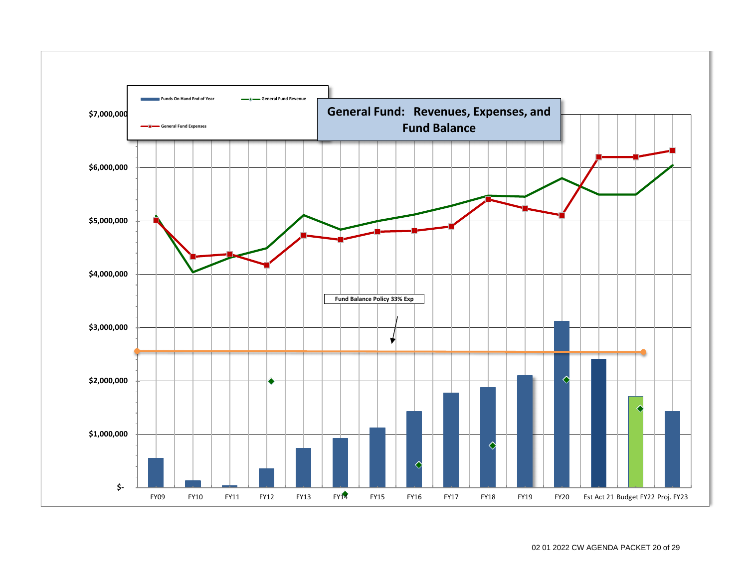## General Fund: Revenues, Expenses, and Fund Balance

Legend: Funds On Hand End of Year; General Fund Revenue; General Fund Expenses

$7,000,000

$6,000,000

$5,000,000

$4,000,000

$3,000,000

$2,000,000

$1,000,000

$-

Fund Balance Policy 33% Exp

FY09 FY10 FY11 FY12 FY13 FY14 FY15 FY16 FY17 FY18 FY19 FY20 Est Act 21 Budget FY22 Proj. FY23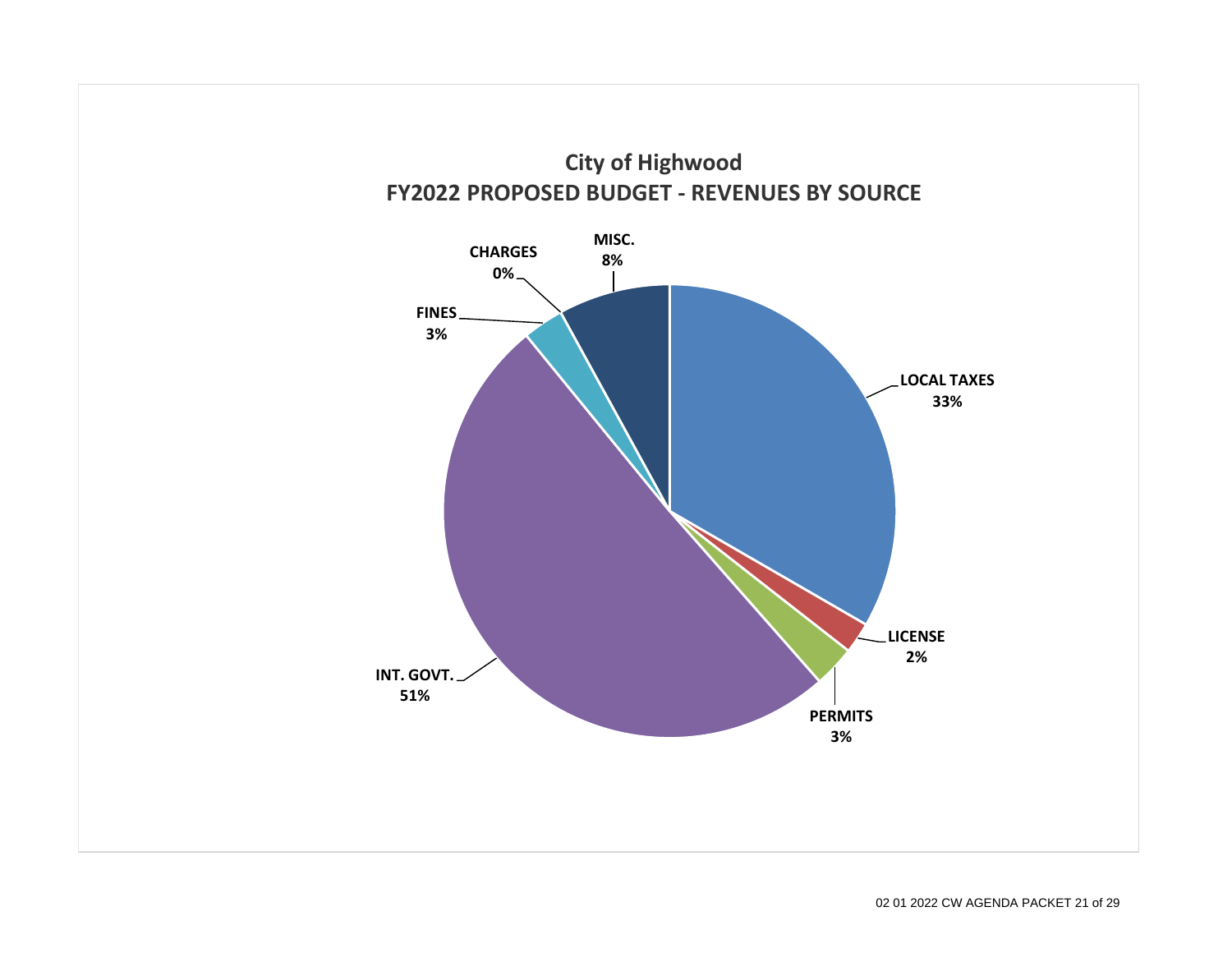# City of Highwood
## FY2022 PROPOSED BUDGET - REVENUES BY SOURCE

| Source | Percent |
| --- | --- |
| LOCAL TAXES | 33% |
| LICENSE | 2% |
| PERMITS | 3% |
| INT. GOVT. | 51% |
| FINES | 3% |
| CHARGES | 0% |
| MISC. | 8% |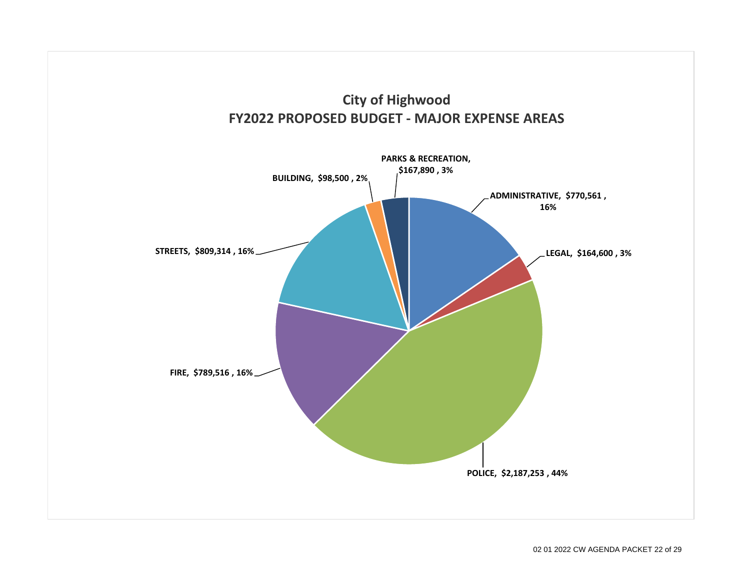# City of Highwood
## FY2022 PROPOSED BUDGET - MAJOR EXPENSE AREAS

| Expense Area | Amount | Percent |
|---|---|---|
| ADMINISTRATIVE | $770,561 | 16% |
| LEGAL | $164,600 | 3% |
| POLICE | $2,187,253 | 44% |
| FIRE | $789,516 | 16% |
| STREETS | $809,314 | 16% |
| BUILDING | $98,500 | 2% |
| PARKS & RECREATION | $167,890 | 3% |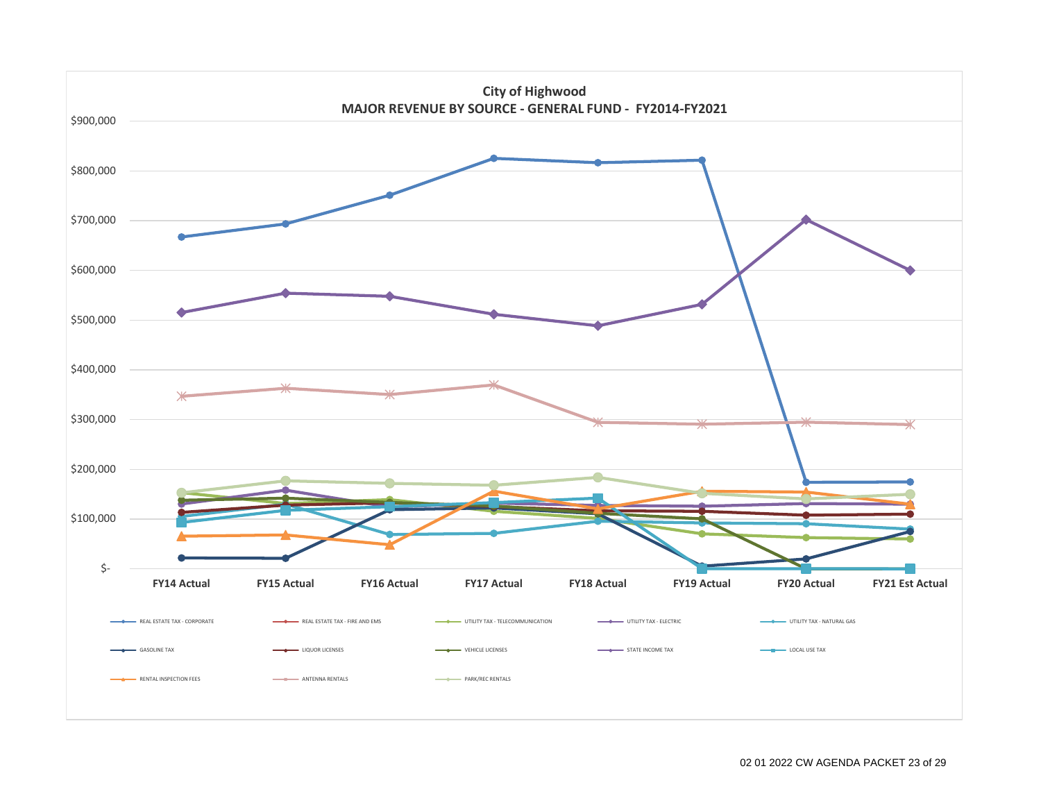## City of Highwood
### MAJOR REVENUE BY SOURCE - GENERAL FUND - FY2014-FY2021

$900,000
$800,000
$700,000
$600,000
$500,000
$400,000
$300,000
$200,000
$100,000
$-

FY14 Actual | FY15 Actual | FY16 Actual | FY17 Actual | FY18 Actual | FY19 Actual | FY20 Actual | FY21 Est Actual

- REAL ESTATE TAX - CORPORATE
- REAL ESTATE TAX - FIRE AND EMS
- UTILITY TAX - TELECOMMUNICATION
- UTILITY TAX - ELECTRIC
- UTILITY TAX - NATURAL GAS
- GASOLINE TAX
- LIQUOR LICENSES
- VEHICLE LICENSES
- STATE INCOME TAX
- LOCAL USE TAX
- RENTAL INSPECTION FEES
- ANTENNA RENTALS
- PARK/REC RENTALS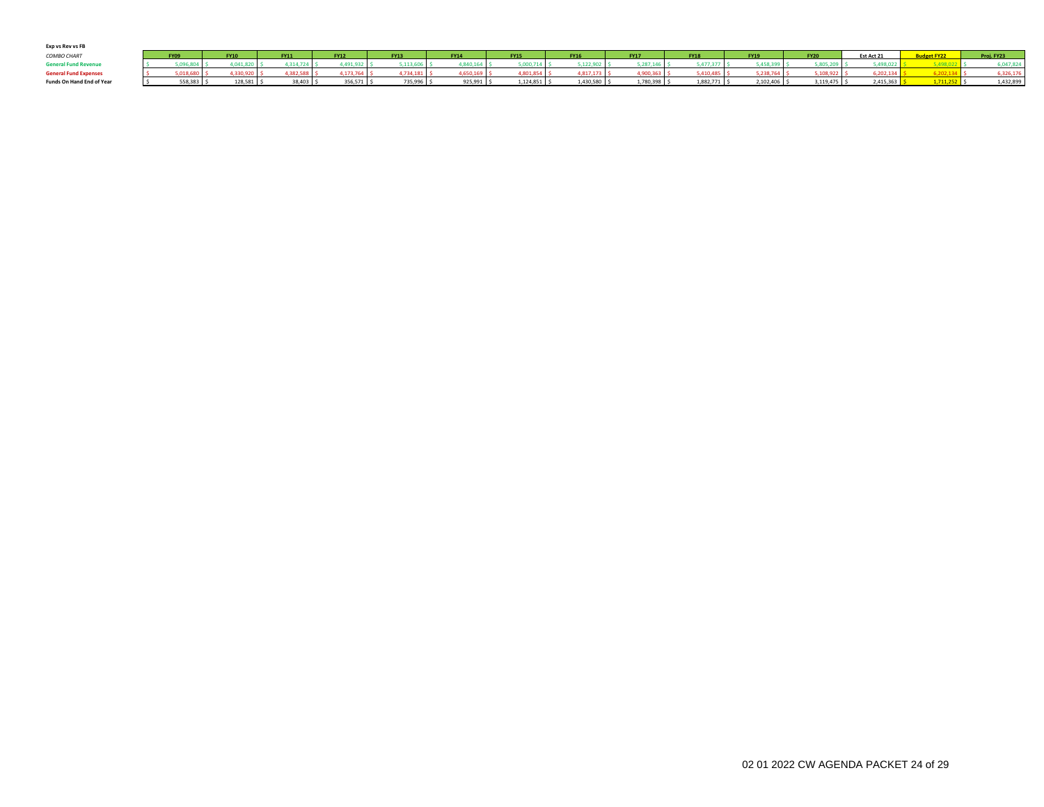**Exp vs Rev vs FB**

*COMBO CHART*

| | FY09 | FY10 | FY11 | FY12 | FY13 | FY14 | FY15 | FY16 | FY17 | FY18 | FY19 | FY20 | Est Act 21 | Budget FY22 | Proj. FY23 |
|---|---|---|---|---|---|---|---|---|---|---|---|---|---|---|---|
| **General Fund Revenue** | $ 5,096,804 | $ 4,041,820 | $ 4,314,724 | $ 4,491,932 | $ 5,113,606 | $ 4,840,164 | $ 5,000,714 | $ 5,122,902 | $ 5,287,146 | $ 5,477,377 | $ 5,458,399 | $ 5,805,209 | $ 5,498,022 | $ 5,498,022 | $ 6,047,824 |
| **General Fund Expenses** | $ 5,018,680 | $ 4,330,920 | $ 4,382,588 | $ 4,173,764 | $ 4,734,181 | $ 4,650,169 | $ 4,801,854 | $ 4,817,173 | $ 4,900,363 | $ 5,410,485 | $ 5,238,764 | $ 5,108,922 | $ 6,202,134 | $ 6,202,134 | $ 6,326,176 |
| **Funds On Hand End of Year** | $ 558,383 | $ 128,581 | $ 38,403 | $ 356,571 | $ 735,996 | $ 925,991 | $ 1,124,851 | $ 1,430,580 | $ 1,780,398 | $ 1,882,771 | $ 2,102,406 | $ 3,119,475 | $ 2,415,363 | $ 1,711,252 | $ 1,432,899 |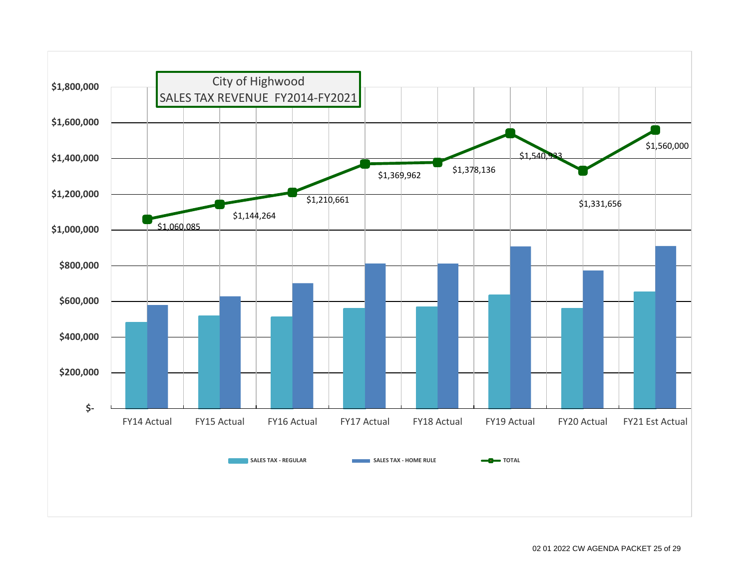City of Highwood
SALES TAX REVENUE FY2014-FY2021

| | FY14 Actual | FY15 Actual | FY16 Actual | FY17 Actual | FY18 Actual | FY19 Actual | FY20 Actual | FY21 Est Actual |
|---|---|---|---|---|---|---|---|---|
| TOTAL | $1,060,085 | $1,144,264 | $1,210,661 | $1,369,962 | $1,378,136 | $1,540,933 | $1,331,656 | $1,560,000 |

Legend: SALES TAX - REGULAR, SALES TAX - HOME RULE, TOTAL

Y-axis: $-, $200,000, $400,000, $600,000, $800,000, $1,000,000, $1,200,000, $1,400,000, $1,600,000, $1,800,000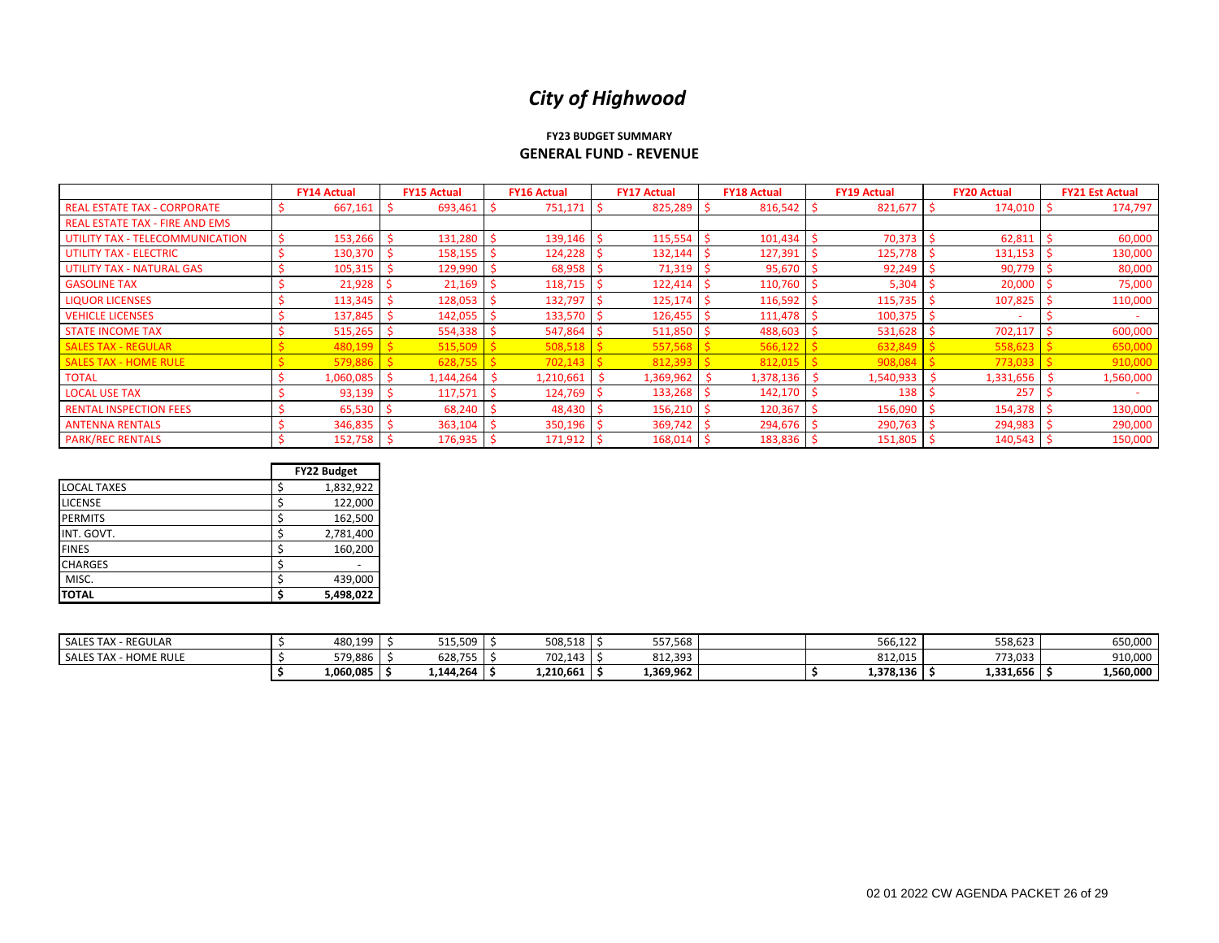# *City of Highwood*

### FY23 BUDGET SUMMARY
## GENERAL FUND - REVENUE

| | FY14 Actual | FY15 Actual | FY16 Actual | FY17 Actual | FY18 Actual | FY19 Actual | FY20 Actual | FY21 Est Actual |
|---|---|---|---|---|---|---|---|---|
| REAL ESTATE TAX - CORPORATE | $ 667,161 | $ 693,461 | $ 751,171 | $ 825,289 | $ 816,542 | $ 821,677 | $ 174,010 | $ 174,797 |
| REAL ESTATE TAX - FIRE AND EMS | | | | | | | | |
| UTILITY TAX - TELECOMMUNICATION | $ 153,266 | $ 131,280 | $ 139,146 | $ 115,554 | $ 101,434 | $ 70,373 | $ 62,811 | $ 60,000 |
| UTILITY TAX - ELECTRIC | $ 130,370 | $ 158,155 | $ 124,228 | $ 132,144 | $ 127,391 | $ 125,778 | $ 131,153 | $ 130,000 |
| UTILITY TAX - NATURAL GAS | $ 105,315 | $ 129,990 | $ 68,958 | $ 71,319 | $ 95,670 | $ 92,249 | $ 90,779 | $ 80,000 |
| GASOLINE TAX | $ 21,928 | $ 21,169 | $ 118,715 | $ 122,414 | $ 110,760 | $ 5,304 | $ 20,000 | $ 75,000 |
| LIQUOR LICENSES | $ 113,345 | $ 128,053 | $ 132,797 | $ 125,174 | $ 116,592 | $ 115,735 | $ 107,825 | $ 110,000 |
| VEHICLE LICENSES | $ 137,845 | $ 142,055 | $ 133,570 | $ 126,455 | $ 111,478 | $ 100,375 | $ - | $ - |
| STATE INCOME TAX | $ 515,265 | $ 554,338 | $ 547,864 | $ 511,850 | $ 488,603 | $ 531,628 | $ 702,117 | $ 600,000 |
| SALES TAX - REGULAR | $ 480,199 | $ 515,509 | $ 508,518 | $ 557,568 | $ 566,122 | $ 632,849 | $ 558,623 | $ 650,000 |
| SALES TAX - HOME RULE | $ 579,886 | $ 628,755 | $ 702,143 | $ 812,393 | $ 812,015 | $ 908,084 | $ 773,033 | $ 910,000 |
| TOTAL | $ 1,060,085 | $ 1,144,264 | $ 1,210,661 | $ 1,369,962 | $ 1,378,136 | $ 1,540,933 | $ 1,331,656 | $ 1,560,000 |
| LOCAL USE TAX | $ 93,139 | $ 117,571 | $ 124,769 | $ 133,268 | $ 142,170 | $ 138 | $ 257 | $ - |
| RENTAL INSPECTION FEES | $ 65,530 | $ 68,240 | $ 48,430 | $ 156,210 | $ 120,367 | $ 156,090 | $ 154,378 | $ 130,000 |
| ANTENNA RENTALS | $ 346,835 | $ 363,104 | $ 350,196 | $ 369,742 | $ 294,676 | $ 290,763 | $ 294,983 | $ 290,000 |
| PARK/REC RENTALS | $ 152,758 | $ 176,935 | $ 171,912 | $ 168,014 | $ 183,836 | $ 151,805 | $ 140,543 | $ 150,000 |

| | FY22 Budget |
|---|---|
| LOCAL TAXES | $ 1,832,922 |
| LICENSE | $ 122,000 |
| PERMITS | $ 162,500 |
| INT. GOVT. | $ 2,781,400 |
| FINES | $ 160,200 |
| CHARGES | $ - |
| MISC. | $ 439,000 |
| **TOTAL** | **$ 5,498,022** |

| | | | | | | | | |
|---|---|---|---|---|---|---|---|---|
| SALES TAX - REGULAR | $ 480,199 | $ 515,509 | $ 508,518 | $ 557,568 | | 566,122 | 558,623 | 650,000 |
| SALES TAX - HOME RULE | $ 579,886 | $ 628,755 | $ 702,143 | $ 812,393 | | 812,015 | 773,033 | 910,000 |
| | **$ 1,060,085** | **$ 1,144,264** | **$ 1,210,661** | **$ 1,369,962** | | **$ 1,378,136** | **$ 1,331,656** | **$ 1,560,000** |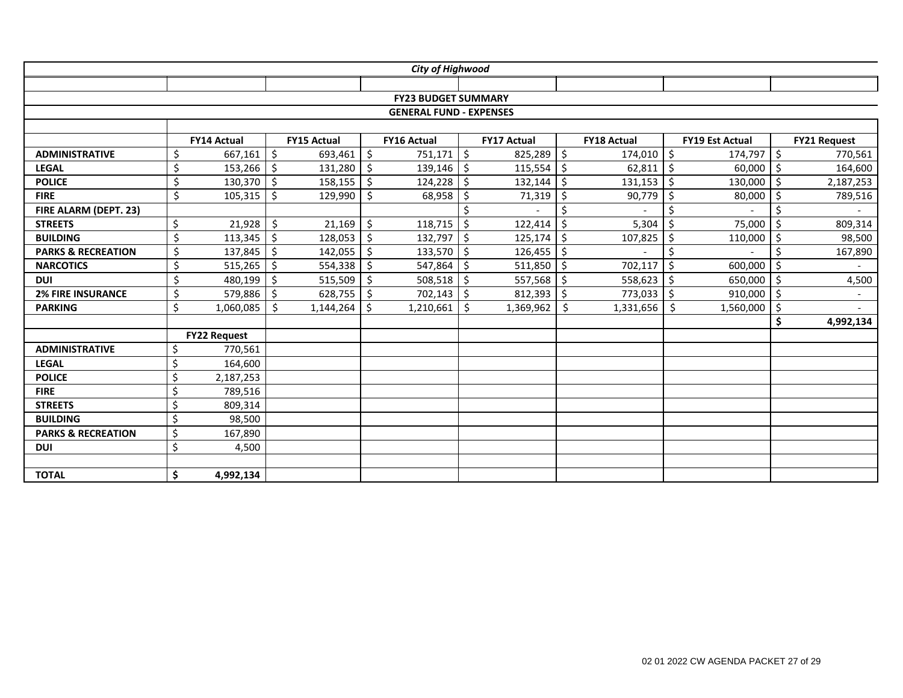*City of Highwood*

**FY23 BUDGET SUMMARY**

**GENERAL FUND - EXPENSES**

| | FY14 Actual | FY15 Actual | FY16 Actual | FY17 Actual | FY18 Actual | FY19 Est Actual | FY21 Request |
|---|---|---|---|---|---|---|---|
| **ADMINISTRATIVE** | $ 667,161 | $ 693,461 | $ 751,171 | $ 825,289 | $ 174,010 | $ 174,797 | $ 770,561 |
| **LEGAL** | $ 153,266 | $ 131,280 | $ 139,146 | $ 115,554 | $ 62,811 | $ 60,000 | $ 164,600 |
| **POLICE** | $ 130,370 | $ 158,155 | $ 124,228 | $ 132,144 | $ 131,153 | $ 130,000 | $ 2,187,253 |
| **FIRE** | $ 105,315 | $ 129,990 | $ 68,958 | $ 71,319 | $ 90,779 | $ 80,000 | $ 789,516 |
| **FIRE ALARM (DEPT. 23)** | | | | $ - | $ - | $ - | $ - |
| **STREETS** | $ 21,928 | $ 21,169 | $ 118,715 | $ 122,414 | $ 5,304 | $ 75,000 | $ 809,314 |
| **BUILDING** | $ 113,345 | $ 128,053 | $ 132,797 | $ 125,174 | $ 107,825 | $ 110,000 | $ 98,500 |
| **PARKS & RECREATION** | $ 137,845 | $ 142,055 | $ 133,570 | $ 126,455 | $ - | $ - | $ 167,890 |
| **NARCOTICS** | $ 515,265 | $ 554,338 | $ 547,864 | $ 511,850 | $ 702,117 | $ 600,000 | $ - |
| **DUI** | $ 480,199 | $ 515,509 | $ 508,518 | $ 557,568 | $ 558,623 | $ 650,000 | $ 4,500 |
| **2% FIRE INSURANCE** | $ 579,886 | $ 628,755 | $ 702,143 | $ 812,393 | $ 773,033 | $ 910,000 | $ - |
| **PARKING** | $ 1,060,085 | $ 1,144,264 | $ 1,210,661 | $ 1,369,962 | $ 1,331,656 | $ 1,560,000 | $ - |
| | | | | | | | **$ 4,992,134** |
| | **FY22 Request** | | | | | | |
| **ADMINISTRATIVE** | $ 770,561 | | | | | | |
| **LEGAL** | $ 164,600 | | | | | | |
| **POLICE** | $ 2,187,253 | | | | | | |
| **FIRE** | $ 789,516 | | | | | | |
| **STREETS** | $ 809,314 | | | | | | |
| **BUILDING** | $ 98,500 | | | | | | |
| **PARKS & RECREATION** | $ 167,890 | | | | | | |
| **DUI** | $ 4,500 | | | | | | |
| | | | | | | | |
| **TOTAL** | **$ 4,992,134** | | | | | | |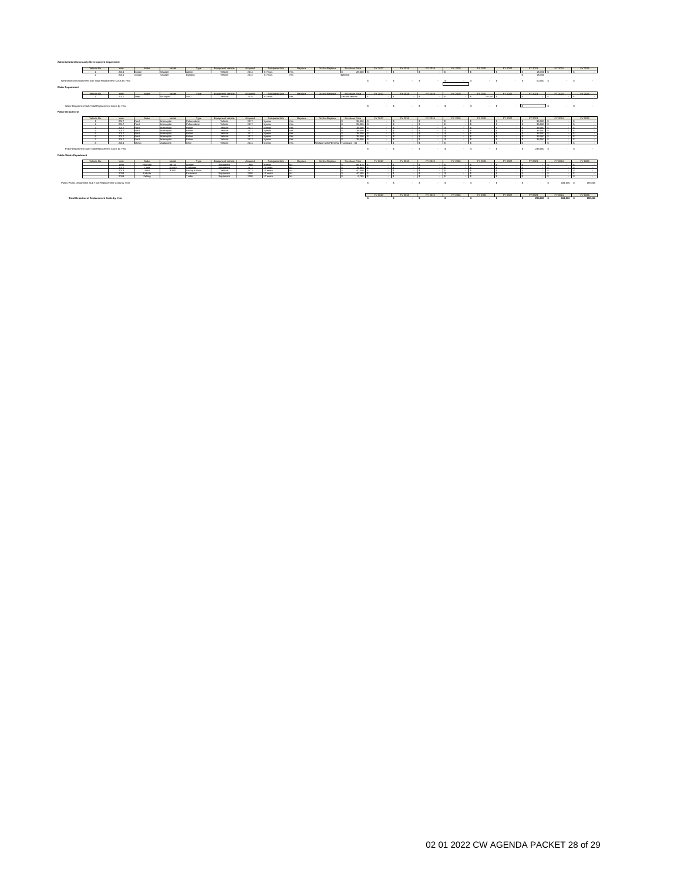**Administration/Community Development Department**

| Vehicle No. | Year | Make | Model | Type | Equipment/ Vehicle | Acquired | Anticipated Life | Replace | Do Not Replace | Purchase Price | FY 2017 | FY 2018 | FY 2019 | FY 2020 | FY 2021 | FY 2022 | FY 2023 | FY 2024 | FY 2025 |
|---|---|---|---|---|---|---|---|---|---|---|---|---|---|---|---|---|---|---|---|
| 1 | 2014 | Dodge | Charger | Admin | Vehicle | 2014 | 8 Years | Yes | | $ 28,000 | $ - | $ - | $ - | $ - | $ - | $ - | $ 25,000 | $ - | $ - |
| 2 | 2014 | Dodge | Charger | Building | Vehicle | 2014 | 8 Years | Yes | | $28,000 | | | | | | | $ 25,000 | | |

Administrative Department Sub Total Replacement Costs by Year: FY 2017 $ - ; FY 2018 $ - ; FY 2019 $ - ; FY 2020 $ - ; FY 2021 $ - ; FY 2022 $ - ; FY 2023 $ 50,000 ; FY 2024 $ - ; FY 2025 $ -

**Water Department**

| Vehicle No. | Year | Make | Model | Type | Equipment/ Vehicle | Acquired | Anticipated Life | Replace | Do Not Replace | Purchase Price | FY 2017 | FY 2018 | FY 2019 | FY 2020 | FY 2021 | FY 2022 | FY 2023 | FY 2024 | FY 2025 |
|---|---|---|---|---|---|---|---|---|---|---|---|---|---|---|---|---|---|---|---|
| 1 | 2015 | Jeep | Wrangler | 4WD | Vehicle | 2015 | 6 Years | Yes | | seized vehicle | $ - | $ - | $ - | $ - | $ 25,000 | $ - | $ - | $ - | $ - |

Water Department Sub Total Replacement Costs by Year: FY 2017 $ - ; FY 2018 $ - ; FY 2019 $ - ; FY 2020 $ - ; FY 2021 $ - ; FY 2022 $ - ; FY 2023 $ - ; FY 2024 $ - ; FY 2025 $ -

**Police Department**

| Vehicle No. | Year | Make | Model | Type | Equipment/ Vehicle | Acquired | Anticipated Life | Replace | Do Not Replace | Purchase Price | FY 2017 | FY 2018 | FY 2019 | FY 2020 | FY 2021 | FY 2022 | FY 2023 | FY 2024 | FY 2025 |
|---|---|---|---|---|---|---|---|---|---|---|---|---|---|---|---|---|---|---|---|
| 1 | 2017 | Ford | Interceptor | Police Admin | Vehicle | 2017 | 6 years | Yes | | $ 35,000 | $ - | $ - | $ - | $ - | $ - | $ - | $ 35,000 | $ - | $ - |
| 2 | 2017 | Ford | Interceptor | Police Admin | Vehicle | 2017 | 6 years | Yes | | $ 35,000 | $ - | $ - | $ - | $ - | $ - | $ - | $ 35,000 | $ - | $ - |
| 3 | 2017 | Ford | Interceptor | Police | Vehicle | 2017 | 6 years | Yes | | $ 35,000 | $ - | $ - | $ - | $ - | $ - | $ - | $ 35,000 | $ - | $ - |
| 4 | 2017 | Ford | Interceptor | Police | Vehicle | 2017 | 6 years | Yes | | $ 35,000 | $ - | $ - | $ - | $ - | $ - | $ - | $ 35,000 | $ - | $ - |
| 5 | 2017 | Ford | Interceptor | Police | Vehicle | 2017 | 6 years | Yes | | $ 35,000 | $ - | $ - | $ - | $ - | $ - | $ - | $ 35,000 | $ - | $ - |
| 6 | 2017 | Ford | Interceptor | Police | Vehicle | 2017 | 6 years | Yes | | $ 35,000 | $ - | $ - | $ - | $ - | $ - | $ - | $ 35,000 | $ - | $ - |
| 7 | 2017 | Ford | Interceptor | Police | Vehicle | 2017 | 6 years | Yes | | $ 35,000 | $ - | $ - | $ - | $ - | $ - | $ - | $ 35,000 | $ - | $ - |
| 8 | 2014 | Chevy | Avalanche | COD | Vehicle | 2014 | 6 years | Yes | Replace with PD Vehic | Donation - $0 | $ - | $ - | $ - | $ - | $ - | $ - | $ - | $ - | $ - |

Police Department Sub Total Replacement Costs by Year: FY 2017 $ - ; FY 2018 $ - ; FY 2019 $ - ; FY 2020 $ - ; FY 2021 $ - ; FY 2022 $ - ; FY 2023 $ 245,000 ; FY 2024 $ - ; FY 2025 $ -

**Public Works Department**

| Vehicle No. | Year | Make | Model | Type | Equipment/ Vehicle | Acquired | Anticipated Life | Replace | Do Not Replace | Purchase Price | FY 2017 | FY 2018 | FY 2019 | FY 2020 | FY 2021 | FY 2022 | FY 2023 | FY 2024 | FY 2025 |
|---|---|---|---|---|---|---|---|---|---|---|---|---|---|---|---|---|---|---|---|
| | 1998 | Hyundai | BR130 | Loader | Equipment | 1998 | 8 years | No | | $ 86,870 | $ - | $ - | $ - | $ - | $ - | $ - | $ - | $ - | $ - |
| | 2013 | Case | 621DC | Backhoe | Equipment | 2013 | 10 years | No | | $ 80,485 | $ - | $ - | $ - | $ - | $ - | $ - | $ - | $ - | $ - |
| | 2015 | Ford | F550 | Pickup & Plow | Vehicle | 2015 | 12 Years | No | | $ 40,460 | $ - | $ - | $ - | $ - | $ - | $ - | $ - | $ - | $ - |
| | 2008 | Kubota | | Excavator | Equipment | 2008 | 12 Years | No | | $ 40,485 | $ - | $ - | $ - | $ - | $ - | $ - | $ - | $ - | $ - |
| | 2008 | Felling | | Trailer | Equipment | 2008 | 15 Years | No | | $ 6,795 | $ - | $ - | $ - | $ - | $ - | $ - | $ - | $ - | $ - |

Public Works Department Sub Total Replacement Costs by Year: FY 2017 $ - ; FY 2018 $ - ; FY 2019 $ - ; FY 2020 $ - ; FY 2021 $ - ; FY 2022 $ - ; FY 2023 $ - ; FY 2024 $ 184,000 ; FY 2025 $ 190,000

| | FY 2017 | FY 2018 | FY 2019 | FY 2020 | FY 2021 | FY 2022 | FY 2023 | FY 2024 | FY 2025 |
|---|---|---|---|---|---|---|---|---|---|
| **Total Department Replacement Costs by Year** | $ - | $ - | $ - | $ - | $ - | $ - | $ 295,000 | $ 184,000 | $ 190,000 |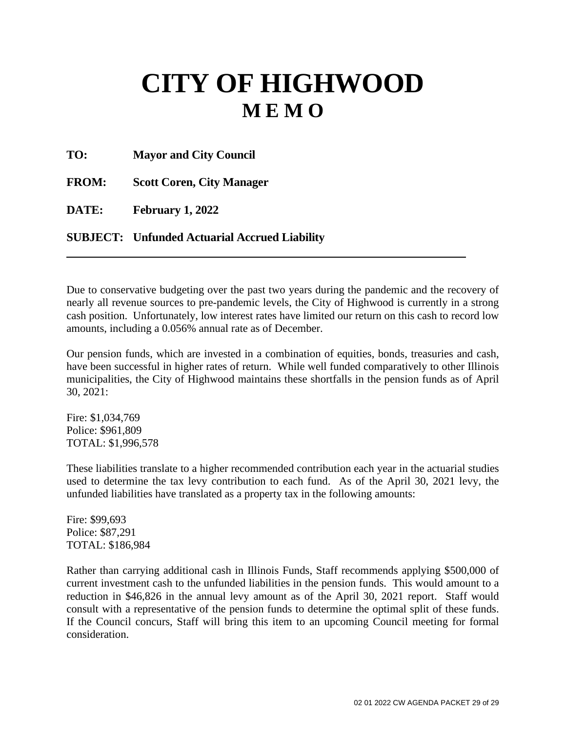# CITY OF HIGHWOOD
## M E M O

**TO:** **Mayor and City Council**

**FROM:** **Scott Coren, City Manager**

**DATE:** **February 1, 2022**

**SUBJECT:** **Unfunded Actuarial Accrued Liability**

---

Due to conservative budgeting over the past two years during the pandemic and the recovery of nearly all revenue sources to pre-pandemic levels, the City of Highwood is currently in a strong cash position. Unfortunately, low interest rates have limited our return on this cash to record low amounts, including a 0.056% annual rate as of December.

Our pension funds, which are invested in a combination of equities, bonds, treasuries and cash, have been successful in higher rates of return. While well funded comparatively to other Illinois municipalities, the City of Highwood maintains these shortfalls in the pension funds as of April 30, 2021:

Fire: $1,034,769
Police: $961,809
TOTAL: $1,996,578

These liabilities translate to a higher recommended contribution each year in the actuarial studies used to determine the tax levy contribution to each fund. As of the April 30, 2021 levy, the unfunded liabilities have translated as a property tax in the following amounts:

Fire: $99,693
Police: $87,291
TOTAL: $186,984

Rather than carrying additional cash in Illinois Funds, Staff recommends applying $500,000 of current investment cash to the unfunded liabilities in the pension funds. This would amount to a reduction in $46,826 in the annual levy amount as of the April 30, 2021 report. Staff would consult with a representative of the pension funds to determine the optimal split of these funds. If the Council concurs, Staff will bring this item to an upcoming Council meeting for formal consideration.